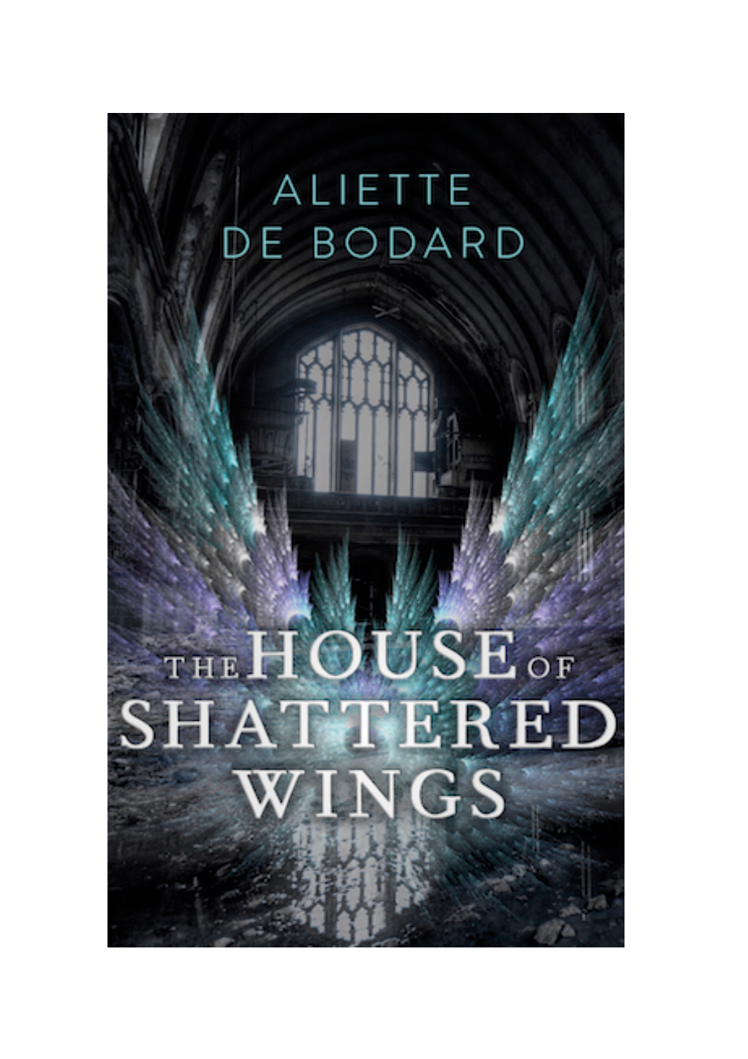# ALIETTE DE BODARD

# THE HOUSE OF SHATTERED WINGS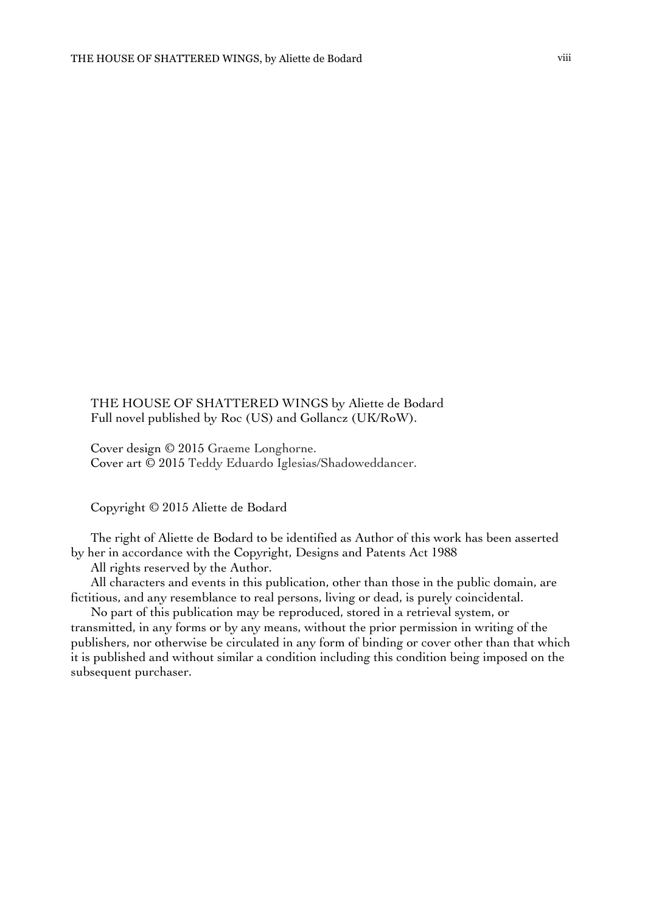THE HOUSE OF SHATTERED WINGS by Aliette de Bodard
Full novel published by Roc (US) and Gollancz (UK/RoW).

Cover design © 2015 Graeme Longhorne.
Cover art © 2015 Teddy Eduardo Iglesias/Shadoweddancer.

Copyright © 2015 Aliette de Bodard

The right of Aliette de Bodard to be identified as Author of this work has been asserted by her in accordance with the Copyright, Designs and Patents Act 1988

All rights reserved by the Author.

All characters and events in this publication, other than those in the public domain, are fictitious, and any resemblance to real persons, living or dead, is purely coincidental.

No part of this publication may be reproduced, stored in a retrieval system, or transmitted, in any forms or by any means, without the prior permission in writing of the publishers, nor otherwise be circulated in any form of binding or cover other than that which it is published and without similar a condition including this condition being imposed on the subsequent purchaser.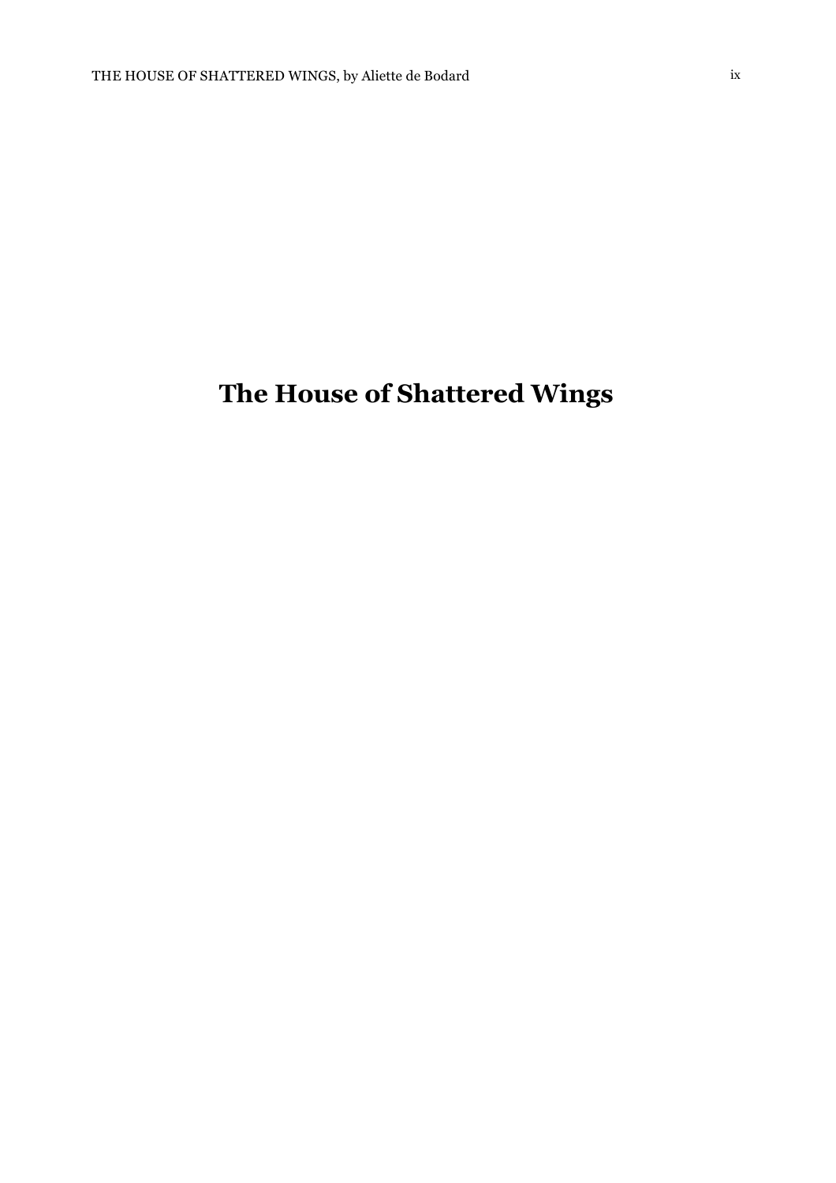# The House of Shattered Wings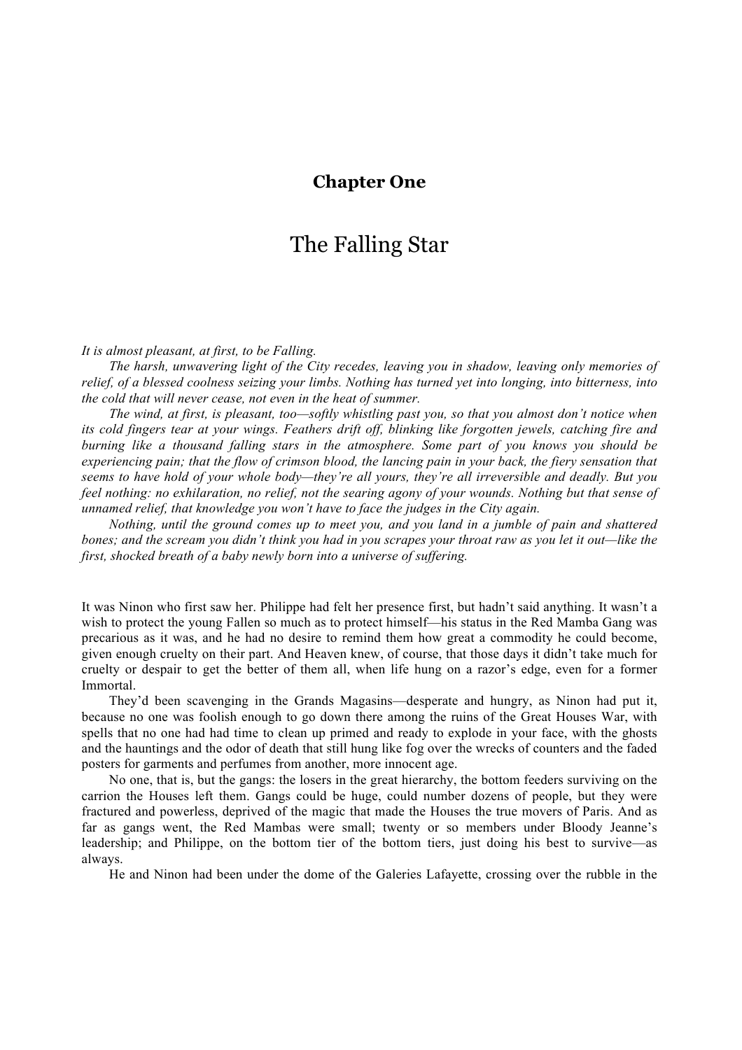## Chapter One

# The Falling Star

*It is almost pleasant, at first, to be Falling.*

*The harsh, unwavering light of the City recedes, leaving you in shadow, leaving only memories of relief, of a blessed coolness seizing your limbs. Nothing has turned yet into longing, into bitterness, into the cold that will never cease, not even in the heat of summer.*

*The wind, at first, is pleasant, too—softly whistling past you, so that you almost don't notice when its cold fingers tear at your wings. Feathers drift off, blinking like forgotten jewels, catching fire and burning like a thousand falling stars in the atmosphere. Some part of you knows you should be experiencing pain; that the flow of crimson blood, the lancing pain in your back, the fiery sensation that seems to have hold of your whole body—they're all yours, they're all irreversible and deadly. But you feel nothing: no exhilaration, no relief, not the searing agony of your wounds. Nothing but that sense of unnamed relief, that knowledge you won't have to face the judges in the City again.*

*Nothing, until the ground comes up to meet you, and you land in a jumble of pain and shattered bones; and the scream you didn't think you had in you scrapes your throat raw as you let it out—like the first, shocked breath of a baby newly born into a universe of suffering.*

It was Ninon who first saw her. Philippe had felt her presence first, but hadn't said anything. It wasn't a wish to protect the young Fallen so much as to protect himself—his status in the Red Mamba Gang was precarious as it was, and he had no desire to remind them how great a commodity he could become, given enough cruelty on their part. And Heaven knew, of course, that those days it didn't take much for cruelty or despair to get the better of them all, when life hung on a razor's edge, even for a former Immortal.

They'd been scavenging in the Grands Magasins—desperate and hungry, as Ninon had put it, because no one was foolish enough to go down there among the ruins of the Great Houses War, with spells that no one had had time to clean up primed and ready to explode in your face, with the ghosts and the hauntings and the odor of death that still hung like fog over the wrecks of counters and the faded posters for garments and perfumes from another, more innocent age.

No one, that is, but the gangs: the losers in the great hierarchy, the bottom feeders surviving on the carrion the Houses left them. Gangs could be huge, could number dozens of people, but they were fractured and powerless, deprived of the magic that made the Houses the true movers of Paris. And as far as gangs went, the Red Mambas were small; twenty or so members under Bloody Jeanne's leadership; and Philippe, on the bottom tier of the bottom tiers, just doing his best to survive—as always.

He and Ninon had been under the dome of the Galeries Lafayette, crossing over the rubble in the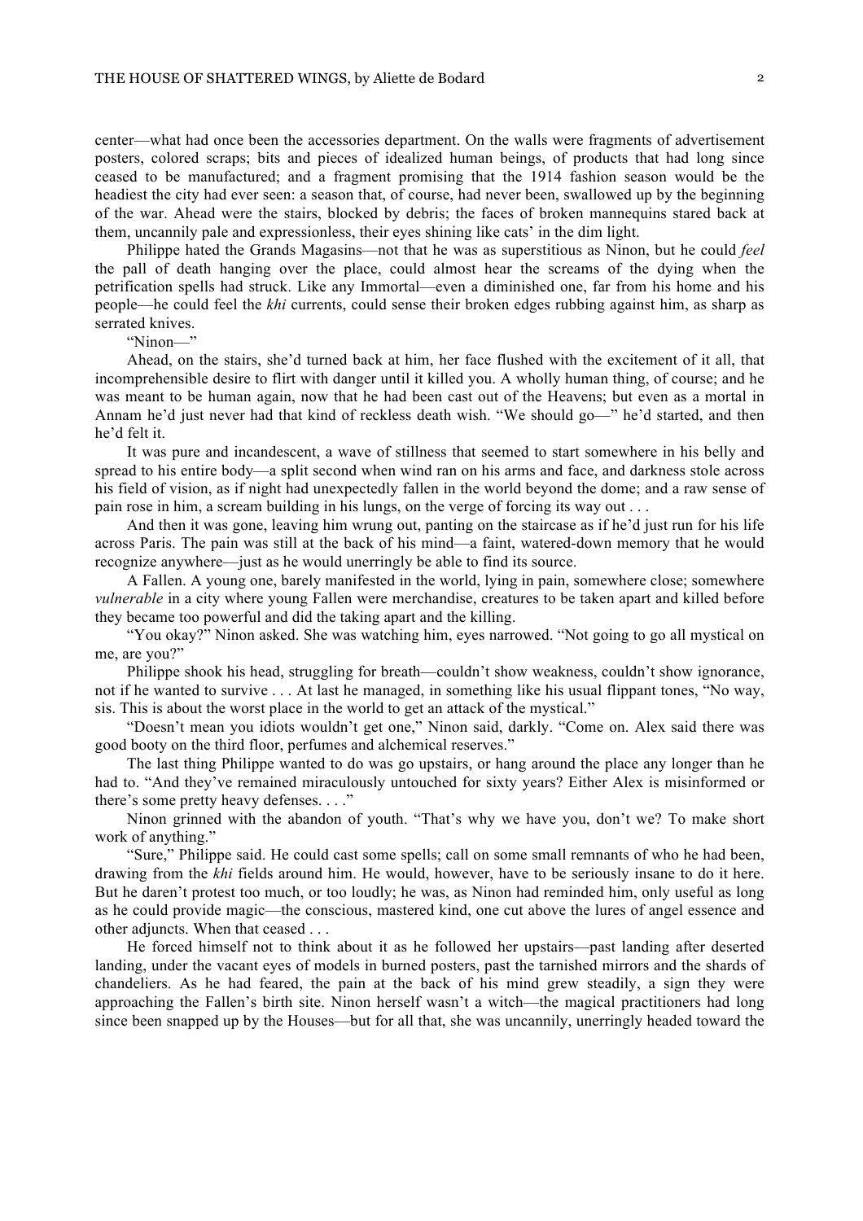center—what had once been the accessories department. On the walls were fragments of advertisement posters, colored scraps; bits and pieces of idealized human beings, of products that had long since ceased to be manufactured; and a fragment promising that the 1914 fashion season would be the headiest the city had ever seen: a season that, of course, had never been, swallowed up by the beginning of the war. Ahead were the stairs, blocked by debris; the faces of broken mannequins stared back at them, uncannily pale and expressionless, their eyes shining like cats' in the dim light.

Philippe hated the Grands Magasins—not that he was as superstitious as Ninon, but he could *feel* the pall of death hanging over the place, could almost hear the screams of the dying when the petrification spells had struck. Like any Immortal—even a diminished one, far from his home and his people—he could feel the *khi* currents, could sense their broken edges rubbing against him, as sharp as serrated knives.

"Ninon—"

Ahead, on the stairs, she'd turned back at him, her face flushed with the excitement of it all, that incomprehensible desire to flirt with danger until it killed you. A wholly human thing, of course; and he was meant to be human again, now that he had been cast out of the Heavens; but even as a mortal in Annam he'd just never had that kind of reckless death wish. "We should go—" he'd started, and then he'd felt it.

It was pure and incandescent, a wave of stillness that seemed to start somewhere in his belly and spread to his entire body—a split second when wind ran on his arms and face, and darkness stole across his field of vision, as if night had unexpectedly fallen in the world beyond the dome; and a raw sense of pain rose in him, a scream building in his lungs, on the verge of forcing its way out . . .

And then it was gone, leaving him wrung out, panting on the staircase as if he'd just run for his life across Paris. The pain was still at the back of his mind—a faint, watered-down memory that he would recognize anywhere—just as he would unerringly be able to find its source.

A Fallen. A young one, barely manifested in the world, lying in pain, somewhere close; somewhere *vulnerable* in a city where young Fallen were merchandise, creatures to be taken apart and killed before they became too powerful and did the taking apart and the killing.

"You okay?" Ninon asked. She was watching him, eyes narrowed. "Not going to go all mystical on me, are you?"

Philippe shook his head, struggling for breath—couldn't show weakness, couldn't show ignorance, not if he wanted to survive . . . At last he managed, in something like his usual flippant tones, "No way, sis. This is about the worst place in the world to get an attack of the mystical."

"Doesn't mean you idiots wouldn't get one," Ninon said, darkly. "Come on. Alex said there was good booty on the third floor, perfumes and alchemical reserves."

The last thing Philippe wanted to do was go upstairs, or hang around the place any longer than he had to. "And they've remained miraculously untouched for sixty years? Either Alex is misinformed or there's some pretty heavy defenses. . . ."

Ninon grinned with the abandon of youth. "That's why we have you, don't we? To make short work of anything."

"Sure," Philippe said. He could cast some spells; call on some small remnants of who he had been, drawing from the *khi* fields around him. He would, however, have to be seriously insane to do it here. But he daren't protest too much, or too loudly; he was, as Ninon had reminded him, only useful as long as he could provide magic—the conscious, mastered kind, one cut above the lures of angel essence and other adjuncts. When that ceased . . .

He forced himself not to think about it as he followed her upstairs—past landing after deserted landing, under the vacant eyes of models in burned posters, past the tarnished mirrors and the shards of chandeliers. As he had feared, the pain at the back of his mind grew steadily, a sign they were approaching the Fallen's birth site. Ninon herself wasn't a witch—the magical practitioners had long since been snapped up by the Houses—but for all that, she was uncannily, unerringly headed toward the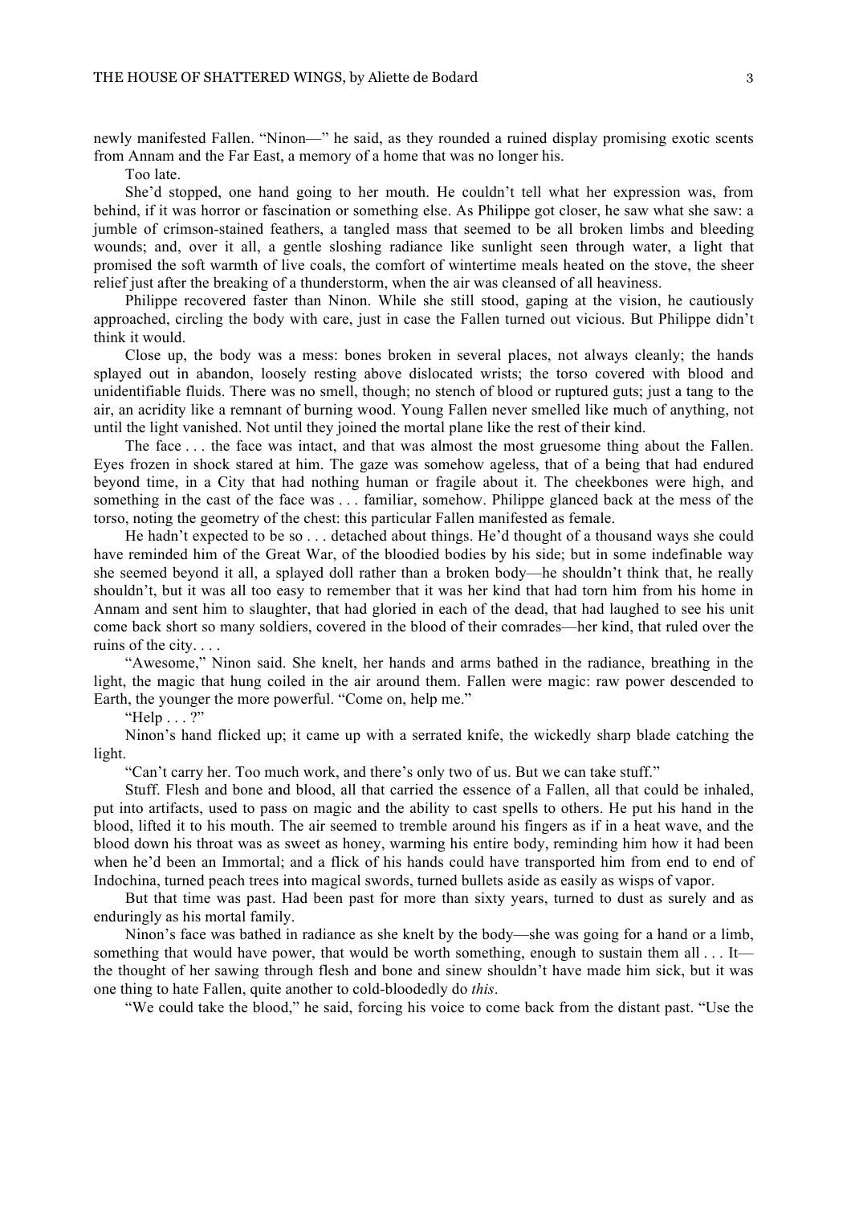newly manifested Fallen. “Ninon—” he said, as they rounded a ruined display promising exotic scents from Annam and the Far East, a memory of a home that was no longer his.

Too late.

She’d stopped, one hand going to her mouth. He couldn’t tell what her expression was, from behind, if it was horror or fascination or something else. As Philippe got closer, he saw what she saw: a jumble of crimson-stained feathers, a tangled mass that seemed to be all broken limbs and bleeding wounds; and, over it all, a gentle sloshing radiance like sunlight seen through water, a light that promised the soft warmth of live coals, the comfort of wintertime meals heated on the stove, the sheer relief just after the breaking of a thunderstorm, when the air was cleansed of all heaviness.

Philippe recovered faster than Ninon. While she still stood, gaping at the vision, he cautiously approached, circling the body with care, just in case the Fallen turned out vicious. But Philippe didn’t think it would.

Close up, the body was a mess: bones broken in several places, not always cleanly; the hands splayed out in abandon, loosely resting above dislocated wrists; the torso covered with blood and unidentifiable fluids. There was no smell, though; no stench of blood or ruptured guts; just a tang to the air, an acridity like a remnant of burning wood. Young Fallen never smelled like much of anything, not until the light vanished. Not until they joined the mortal plane like the rest of their kind.

The face . . . the face was intact, and that was almost the most gruesome thing about the Fallen. Eyes frozen in shock stared at him. The gaze was somehow ageless, that of a being that had endured beyond time, in a City that had nothing human or fragile about it. The cheekbones were high, and something in the cast of the face was . . . familiar, somehow. Philippe glanced back at the mess of the torso, noting the geometry of the chest: this particular Fallen manifested as female.

He hadn’t expected to be so . . . detached about things. He’d thought of a thousand ways she could have reminded him of the Great War, of the bloodied bodies by his side; but in some indefinable way she seemed beyond it all, a splayed doll rather than a broken body—he shouldn’t think that, he really shouldn’t, but it was all too easy to remember that it was her kind that had torn him from his home in Annam and sent him to slaughter, that had gloried in each of the dead, that had laughed to see his unit come back short so many soldiers, covered in the blood of their comrades—her kind, that ruled over the ruins of the city. . . .

“Awesome,” Ninon said. She knelt, her hands and arms bathed in the radiance, breathing in the light, the magic that hung coiled in the air around them. Fallen were magic: raw power descended to Earth, the younger the more powerful. “Come on, help me.”

“Help . . . ?”

Ninon’s hand flicked up; it came up with a serrated knife, the wickedly sharp blade catching the light.

“Can’t carry her. Too much work, and there’s only two of us. But we can take stuff.”

Stuff. Flesh and bone and blood, all that carried the essence of a Fallen, all that could be inhaled, put into artifacts, used to pass on magic and the ability to cast spells to others. He put his hand in the blood, lifted it to his mouth. The air seemed to tremble around his fingers as if in a heat wave, and the blood down his throat was as sweet as honey, warming his entire body, reminding him how it had been when he’d been an Immortal; and a flick of his hands could have transported him from end to end of Indochina, turned peach trees into magical swords, turned bullets aside as easily as wisps of vapor.

But that time was past. Had been past for more than sixty years, turned to dust as surely and as enduringly as his mortal family.

Ninon’s face was bathed in radiance as she knelt by the body—she was going for a hand or a limb, something that would have power, that would be worth something, enough to sustain them all . . . It—the thought of her sawing through flesh and bone and sinew shouldn’t have made him sick, but it was one thing to hate Fallen, quite another to cold-bloodedly do *this*.

“We could take the blood,” he said, forcing his voice to come back from the distant past. “Use the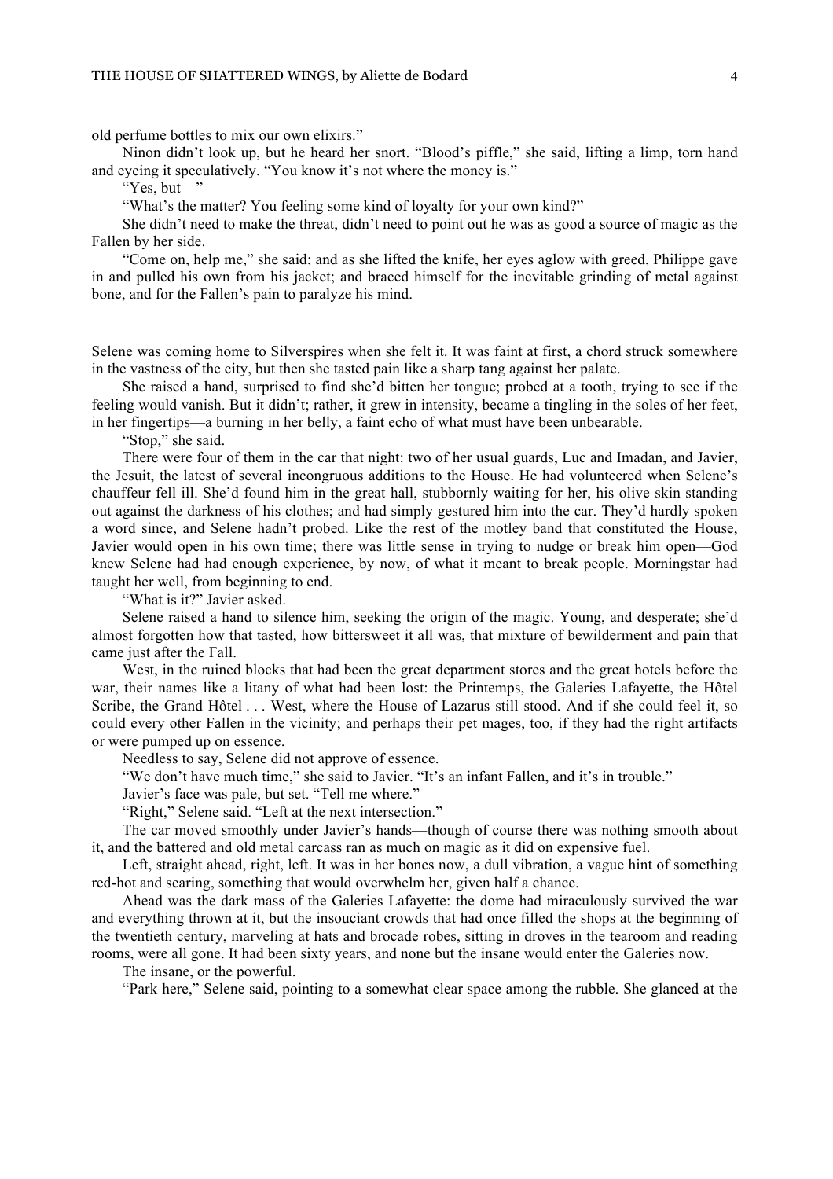old perfume bottles to mix our own elixirs."

Ninon didn't look up, but he heard her snort. "Blood's piffle," she said, lifting a limp, torn hand and eyeing it speculatively. "You know it's not where the money is."

"Yes, but—"

"What's the matter? You feeling some kind of loyalty for your own kind?"

She didn't need to make the threat, didn't need to point out he was as good a source of magic as the Fallen by her side.

"Come on, help me," she said; and as she lifted the knife, her eyes aglow with greed, Philippe gave in and pulled his own from his jacket; and braced himself for the inevitable grinding of metal against bone, and for the Fallen's pain to paralyze his mind.

Selene was coming home to Silverspires when she felt it. It was faint at first, a chord struck somewhere in the vastness of the city, but then she tasted pain like a sharp tang against her palate.

She raised a hand, surprised to find she'd bitten her tongue; probed at a tooth, trying to see if the feeling would vanish. But it didn't; rather, it grew in intensity, became a tingling in the soles of her feet, in her fingertips—a burning in her belly, a faint echo of what must have been unbearable.

"Stop," she said.

There were four of them in the car that night: two of her usual guards, Luc and Imadan, and Javier, the Jesuit, the latest of several incongruous additions to the House. He had volunteered when Selene's chauffeur fell ill. She'd found him in the great hall, stubbornly waiting for her, his olive skin standing out against the darkness of his clothes; and had simply gestured him into the car. They'd hardly spoken a word since, and Selene hadn't probed. Like the rest of the motley band that constituted the House, Javier would open in his own time; there was little sense in trying to nudge or break him open—God knew Selene had had enough experience, by now, of what it meant to break people. Morningstar had taught her well, from beginning to end.

"What is it?" Javier asked.

Selene raised a hand to silence him, seeking the origin of the magic. Young, and desperate; she'd almost forgotten how that tasted, how bittersweet it all was, that mixture of bewilderment and pain that came just after the Fall.

West, in the ruined blocks that had been the great department stores and the great hotels before the war, their names like a litany of what had been lost: the Printemps, the Galeries Lafayette, the Hôtel Scribe, the Grand Hôtel . . . West, where the House of Lazarus still stood. And if she could feel it, so could every other Fallen in the vicinity; and perhaps their pet mages, too, if they had the right artifacts or were pumped up on essence.

Needless to say, Selene did not approve of essence.

"We don't have much time," she said to Javier. "It's an infant Fallen, and it's in trouble."

Javier's face was pale, but set. "Tell me where."

"Right," Selene said. "Left at the next intersection."

The car moved smoothly under Javier's hands—though of course there was nothing smooth about it, and the battered and old metal carcass ran as much on magic as it did on expensive fuel.

Left, straight ahead, right, left. It was in her bones now, a dull vibration, a vague hint of something red-hot and searing, something that would overwhelm her, given half a chance.

Ahead was the dark mass of the Galeries Lafayette: the dome had miraculously survived the war and everything thrown at it, but the insouciant crowds that had once filled the shops at the beginning of the twentieth century, marveling at hats and brocade robes, sitting in droves in the tearoom and reading rooms, were all gone. It had been sixty years, and none but the insane would enter the Galeries now.

The insane, or the powerful.

"Park here," Selene said, pointing to a somewhat clear space among the rubble. She glanced at the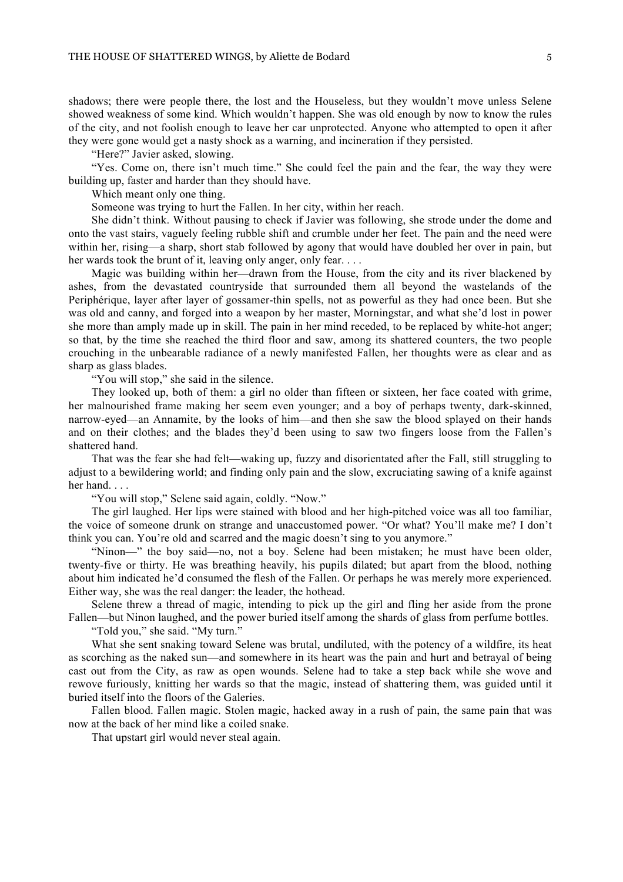shadows; there were people there, the lost and the Houseless, but they wouldn't move unless Selene showed weakness of some kind. Which wouldn't happen. She was old enough by now to know the rules of the city, and not foolish enough to leave her car unprotected. Anyone who attempted to open it after they were gone would get a nasty shock as a warning, and incineration if they persisted.

"Here?" Javier asked, slowing.

"Yes. Come on, there isn't much time." She could feel the pain and the fear, the way they were building up, faster and harder than they should have.

Which meant only one thing.

Someone was trying to hurt the Fallen. In her city, within her reach.

She didn't think. Without pausing to check if Javier was following, she strode under the dome and onto the vast stairs, vaguely feeling rubble shift and crumble under her feet. The pain and the need were within her, rising—a sharp, short stab followed by agony that would have doubled her over in pain, but her wards took the brunt of it, leaving only anger, only fear. . . .

Magic was building within her—drawn from the House, from the city and its river blackened by ashes, from the devastated countryside that surrounded them all beyond the wastelands of the Periphérique, layer after layer of gossamer-thin spells, not as powerful as they had once been. But she was old and canny, and forged into a weapon by her master, Morningstar, and what she'd lost in power she more than amply made up in skill. The pain in her mind receded, to be replaced by white-hot anger; so that, by the time she reached the third floor and saw, among its shattered counters, the two people crouching in the unbearable radiance of a newly manifested Fallen, her thoughts were as clear and as sharp as glass blades.

"You will stop," she said in the silence.

They looked up, both of them: a girl no older than fifteen or sixteen, her face coated with grime, her malnourished frame making her seem even younger; and a boy of perhaps twenty, dark-skinned, narrow-eyed—an Annamite, by the looks of him—and then she saw the blood splayed on their hands and on their clothes; and the blades they'd been using to saw two fingers loose from the Fallen's shattered hand.

That was the fear she had felt—waking up, fuzzy and disorientated after the Fall, still struggling to adjust to a bewildering world; and finding only pain and the slow, excruciating sawing of a knife against her hand. . . .

"You will stop," Selene said again, coldly. "Now."

The girl laughed. Her lips were stained with blood and her high-pitched voice was all too familiar, the voice of someone drunk on strange and unaccustomed power. "Or what? You'll make me? I don't think you can. You're old and scarred and the magic doesn't sing to you anymore."

"Ninon—" the boy said—no, not a boy. Selene had been mistaken; he must have been older, twenty-five or thirty. He was breathing heavily, his pupils dilated; but apart from the blood, nothing about him indicated he'd consumed the flesh of the Fallen. Or perhaps he was merely more experienced. Either way, she was the real danger: the leader, the hothead.

Selene threw a thread of magic, intending to pick up the girl and fling her aside from the prone Fallen—but Ninon laughed, and the power buried itself among the shards of glass from perfume bottles.

"Told you," she said. "My turn."

What she sent snaking toward Selene was brutal, undiluted, with the potency of a wildfire, its heat as scorching as the naked sun—and somewhere in its heart was the pain and hurt and betrayal of being cast out from the City, as raw as open wounds. Selene had to take a step back while she wove and rewove furiously, knitting her wards so that the magic, instead of shattering them, was guided until it buried itself into the floors of the Galeries.

Fallen blood. Fallen magic. Stolen magic, hacked away in a rush of pain, the same pain that was now at the back of her mind like a coiled snake.

That upstart girl would never steal again.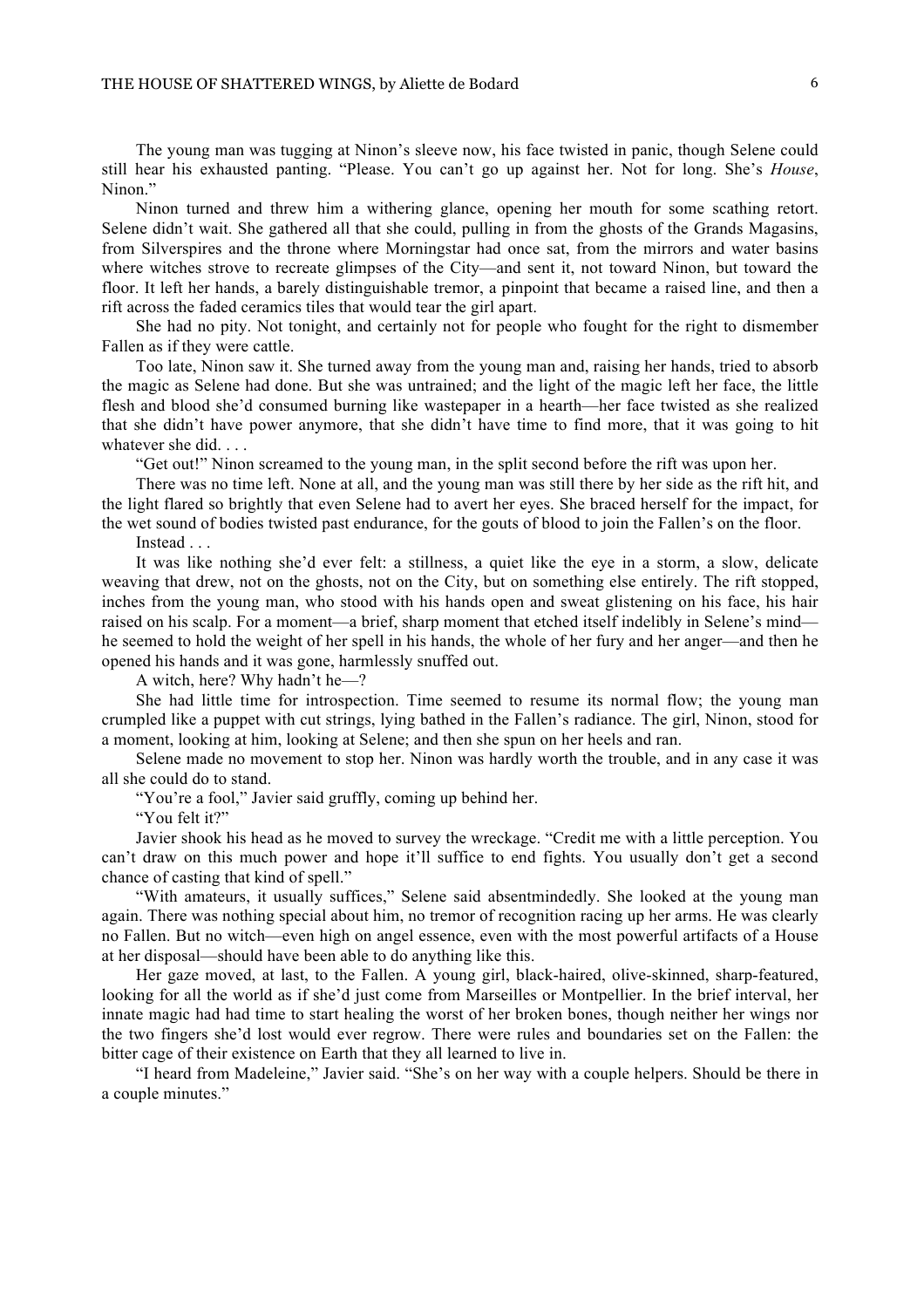The young man was tugging at Ninon's sleeve now, his face twisted in panic, though Selene could still hear his exhausted panting. "Please. You can't go up against her. Not for long. She's *House*, Ninon."

Ninon turned and threw him a withering glance, opening her mouth for some scathing retort. Selene didn't wait. She gathered all that she could, pulling in from the ghosts of the Grands Magasins, from Silverspires and the throne where Morningstar had once sat, from the mirrors and water basins where witches strove to recreate glimpses of the City—and sent it, not toward Ninon, but toward the floor. It left her hands, a barely distinguishable tremor, a pinpoint that became a raised line, and then a rift across the faded ceramics tiles that would tear the girl apart.

She had no pity. Not tonight, and certainly not for people who fought for the right to dismember Fallen as if they were cattle.

Too late, Ninon saw it. She turned away from the young man and, raising her hands, tried to absorb the magic as Selene had done. But she was untrained; and the light of the magic left her face, the little flesh and blood she'd consumed burning like wastepaper in a hearth—her face twisted as she realized that she didn't have power anymore, that she didn't have time to find more, that it was going to hit whatever she did. . . .

"Get out!" Ninon screamed to the young man, in the split second before the rift was upon her.

There was no time left. None at all, and the young man was still there by her side as the rift hit, and the light flared so brightly that even Selene had to avert her eyes. She braced herself for the impact, for the wet sound of bodies twisted past endurance, for the gouts of blood to join the Fallen's on the floor.

Instead . . .

It was like nothing she'd ever felt: a stillness, a quiet like the eye in a storm, a slow, delicate weaving that drew, not on the ghosts, not on the City, but on something else entirely. The rift stopped, inches from the young man, who stood with his hands open and sweat glistening on his face, his hair raised on his scalp. For a moment—a brief, sharp moment that etched itself indelibly in Selene's mind—he seemed to hold the weight of her spell in his hands, the whole of her fury and her anger—and then he opened his hands and it was gone, harmlessly snuffed out.

A witch, here? Why hadn't he—?

She had little time for introspection. Time seemed to resume its normal flow; the young man crumpled like a puppet with cut strings, lying bathed in the Fallen's radiance. The girl, Ninon, stood for a moment, looking at him, looking at Selene; and then she spun on her heels and ran.

Selene made no movement to stop her. Ninon was hardly worth the trouble, and in any case it was all she could do to stand.

"You're a fool," Javier said gruffly, coming up behind her.

"You felt it?"

Javier shook his head as he moved to survey the wreckage. "Credit me with a little perception. You can't draw on this much power and hope it'll suffice to end fights. You usually don't get a second chance of casting that kind of spell."

"With amateurs, it usually suffices," Selene said absentmindedly. She looked at the young man again. There was nothing special about him, no tremor of recognition racing up her arms. He was clearly no Fallen. But no witch—even high on angel essence, even with the most powerful artifacts of a House at her disposal—should have been able to do anything like this.

Her gaze moved, at last, to the Fallen. A young girl, black-haired, olive-skinned, sharp-featured, looking for all the world as if she'd just come from Marseilles or Montpellier. In the brief interval, her innate magic had had time to start healing the worst of her broken bones, though neither her wings nor the two fingers she'd lost would ever regrow. There were rules and boundaries set on the Fallen: the bitter cage of their existence on Earth that they all learned to live in.

"I heard from Madeleine," Javier said. "She's on her way with a couple helpers. Should be there in a couple minutes."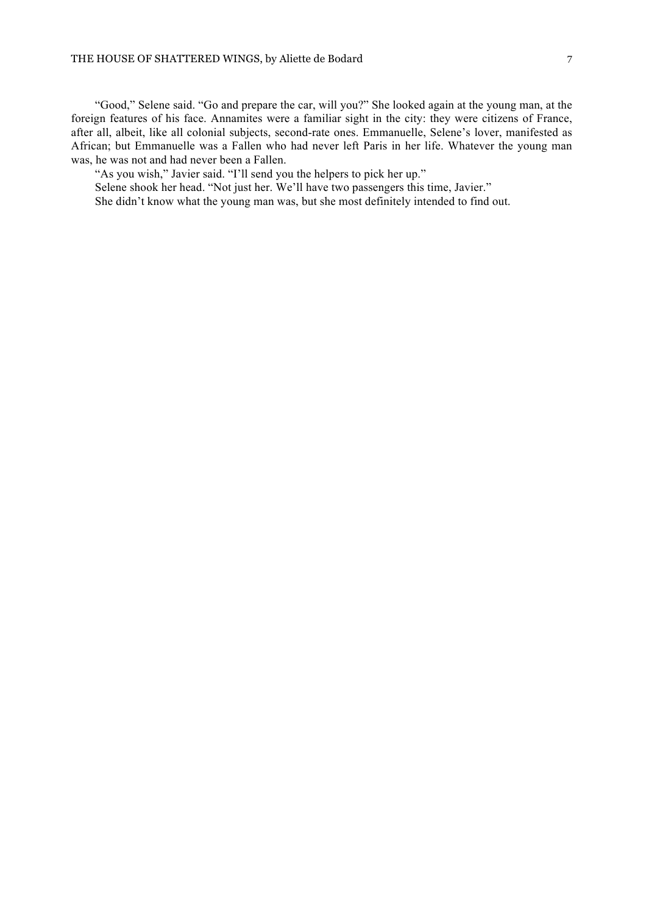"Good," Selene said. "Go and prepare the car, will you?" She looked again at the young man, at the foreign features of his face. Annamites were a familiar sight in the city: they were citizens of France, after all, albeit, like all colonial subjects, second-rate ones. Emmanuelle, Selene's lover, manifested as African; but Emmanuelle was a Fallen who had never left Paris in her life. Whatever the young man was, he was not and had never been a Fallen.

"As you wish," Javier said. "I'll send you the helpers to pick her up."

Selene shook her head. "Not just her. We'll have two passengers this time, Javier."

She didn't know what the young man was, but she most definitely intended to find out.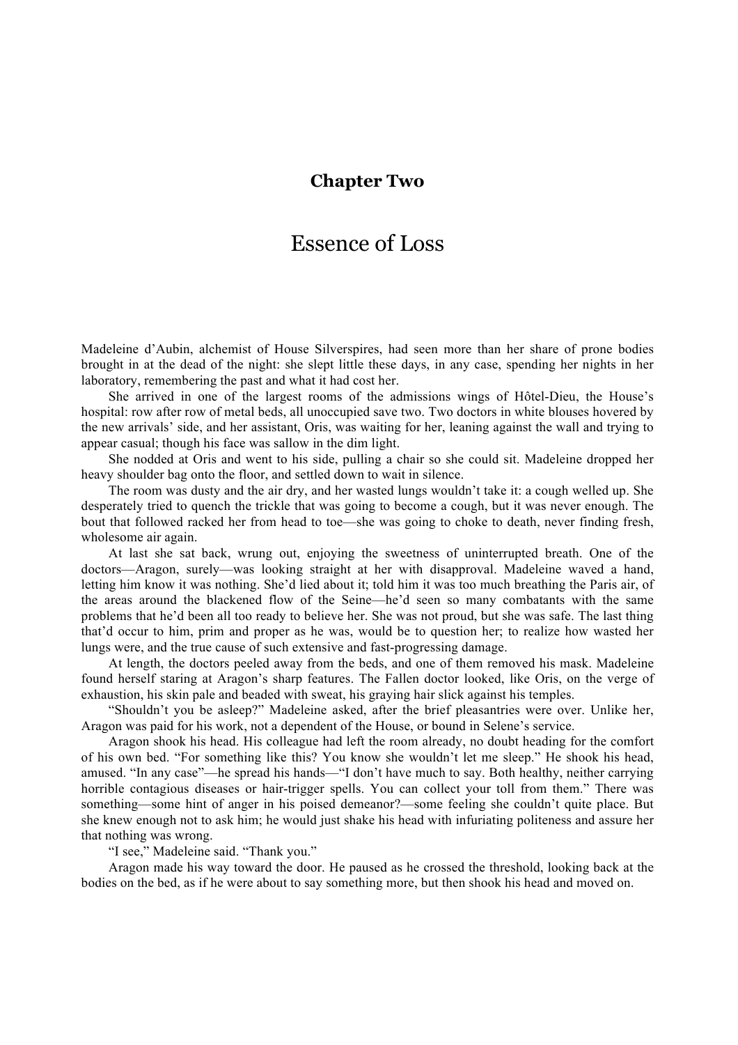## Chapter Two

# Essence of Loss

Madeleine d'Aubin, alchemist of House Silverspires, had seen more than her share of prone bodies brought in at the dead of the night: she slept little these days, in any case, spending her nights in her laboratory, remembering the past and what it had cost her.

She arrived in one of the largest rooms of the admissions wings of Hôtel-Dieu, the House's hospital: row after row of metal beds, all unoccupied save two. Two doctors in white blouses hovered by the new arrivals' side, and her assistant, Oris, was waiting for her, leaning against the wall and trying to appear casual; though his face was sallow in the dim light.

She nodded at Oris and went to his side, pulling a chair so she could sit. Madeleine dropped her heavy shoulder bag onto the floor, and settled down to wait in silence.

The room was dusty and the air dry, and her wasted lungs wouldn't take it: a cough welled up. She desperately tried to quench the trickle that was going to become a cough, but it was never enough. The bout that followed racked her from head to toe—she was going to choke to death, never finding fresh, wholesome air again.

At last she sat back, wrung out, enjoying the sweetness of uninterrupted breath. One of the doctors—Aragon, surely—was looking straight at her with disapproval. Madeleine waved a hand, letting him know it was nothing. She'd lied about it; told him it was too much breathing the Paris air, of the areas around the blackened flow of the Seine—he'd seen so many combatants with the same problems that he'd been all too ready to believe her. She was not proud, but she was safe. The last thing that'd occur to him, prim and proper as he was, would be to question her; to realize how wasted her lungs were, and the true cause of such extensive and fast-progressing damage.

At length, the doctors peeled away from the beds, and one of them removed his mask. Madeleine found herself staring at Aragon's sharp features. The Fallen doctor looked, like Oris, on the verge of exhaustion, his skin pale and beaded with sweat, his graying hair slick against his temples.

"Shouldn't you be asleep?" Madeleine asked, after the brief pleasantries were over. Unlike her, Aragon was paid for his work, not a dependent of the House, or bound in Selene's service.

Aragon shook his head. His colleague had left the room already, no doubt heading for the comfort of his own bed. "For something like this? You know she wouldn't let me sleep." He shook his head, amused. "In any case"—he spread his hands—"I don't have much to say. Both healthy, neither carrying horrible contagious diseases or hair-trigger spells. You can collect your toll from them." There was something—some hint of anger in his poised demeanor?—some feeling she couldn't quite place. But she knew enough not to ask him; he would just shake his head with infuriating politeness and assure her that nothing was wrong.

"I see," Madeleine said. "Thank you."

Aragon made his way toward the door. He paused as he crossed the threshold, looking back at the bodies on the bed, as if he were about to say something more, but then shook his head and moved on.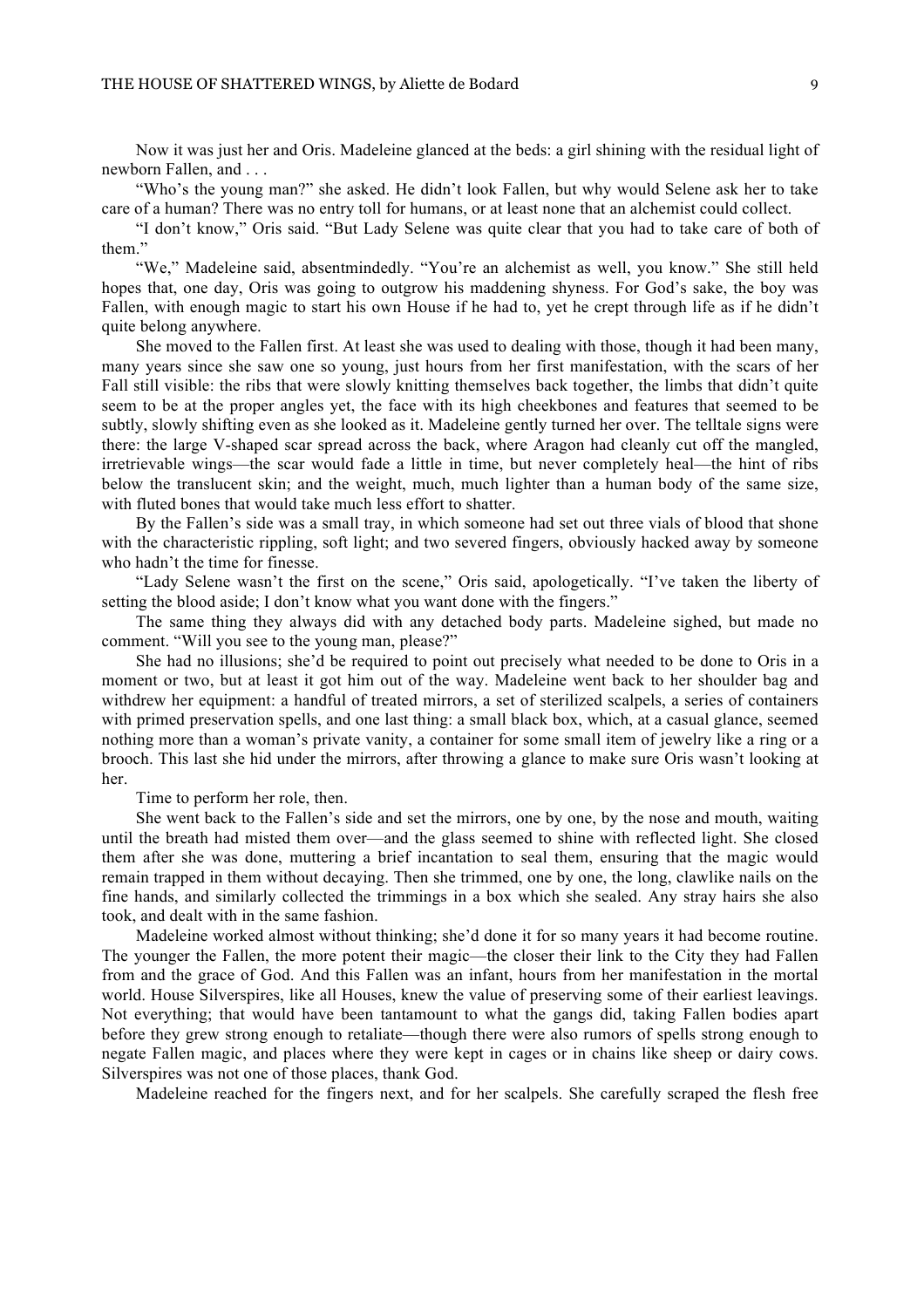Now it was just her and Oris. Madeleine glanced at the beds: a girl shining with the residual light of newborn Fallen, and . . .

“Who’s the young man?” she asked. He didn’t look Fallen, but why would Selene ask her to take care of a human? There was no entry toll for humans, or at least none that an alchemist could collect.

“I don’t know,” Oris said. “But Lady Selene was quite clear that you had to take care of both of them.”

“We,” Madeleine said, absentmindedly. “You’re an alchemist as well, you know.” She still held hopes that, one day, Oris was going to outgrow his maddening shyness. For God’s sake, the boy was Fallen, with enough magic to start his own House if he had to, yet he crept through life as if he didn’t quite belong anywhere.

She moved to the Fallen first. At least she was used to dealing with those, though it had been many, many years since she saw one so young, just hours from her first manifestation, with the scars of her Fall still visible: the ribs that were slowly knitting themselves back together, the limbs that didn’t quite seem to be at the proper angles yet, the face with its high cheekbones and features that seemed to be subtly, slowly shifting even as she looked as it. Madeleine gently turned her over. The telltale signs were there: the large V-shaped scar spread across the back, where Aragon had cleanly cut off the mangled, irretrievable wings—the scar would fade a little in time, but never completely heal—the hint of ribs below the translucent skin; and the weight, much, much lighter than a human body of the same size, with fluted bones that would take much less effort to shatter.

By the Fallen’s side was a small tray, in which someone had set out three vials of blood that shone with the characteristic rippling, soft light; and two severed fingers, obviously hacked away by someone who hadn’t the time for finesse.

“Lady Selene wasn’t the first on the scene,” Oris said, apologetically. “I’ve taken the liberty of setting the blood aside; I don’t know what you want done with the fingers.”

The same thing they always did with any detached body parts. Madeleine sighed, but made no comment. “Will you see to the young man, please?”

She had no illusions; she’d be required to point out precisely what needed to be done to Oris in a moment or two, but at least it got him out of the way. Madeleine went back to her shoulder bag and withdrew her equipment: a handful of treated mirrors, a set of sterilized scalpels, a series of containers with primed preservation spells, and one last thing: a small black box, which, at a casual glance, seemed nothing more than a woman’s private vanity, a container for some small item of jewelry like a ring or a brooch. This last she hid under the mirrors, after throwing a glance to make sure Oris wasn’t looking at her.

Time to perform her role, then.

She went back to the Fallen’s side and set the mirrors, one by one, by the nose and mouth, waiting until the breath had misted them over—and the glass seemed to shine with reflected light. She closed them after she was done, muttering a brief incantation to seal them, ensuring that the magic would remain trapped in them without decaying. Then she trimmed, one by one, the long, clawlike nails on the fine hands, and similarly collected the trimmings in a box which she sealed. Any stray hairs she also took, and dealt with in the same fashion.

Madeleine worked almost without thinking; she’d done it for so many years it had become routine. The younger the Fallen, the more potent their magic—the closer their link to the City they had Fallen from and the grace of God. And this Fallen was an infant, hours from her manifestation in the mortal world. House Silverspires, like all Houses, knew the value of preserving some of their earliest leavings. Not everything; that would have been tantamount to what the gangs did, taking Fallen bodies apart before they grew strong enough to retaliate—though there were also rumors of spells strong enough to negate Fallen magic, and places where they were kept in cages or in chains like sheep or dairy cows. Silverspires was not one of those places, thank God.

Madeleine reached for the fingers next, and for her scalpels. She carefully scraped the flesh free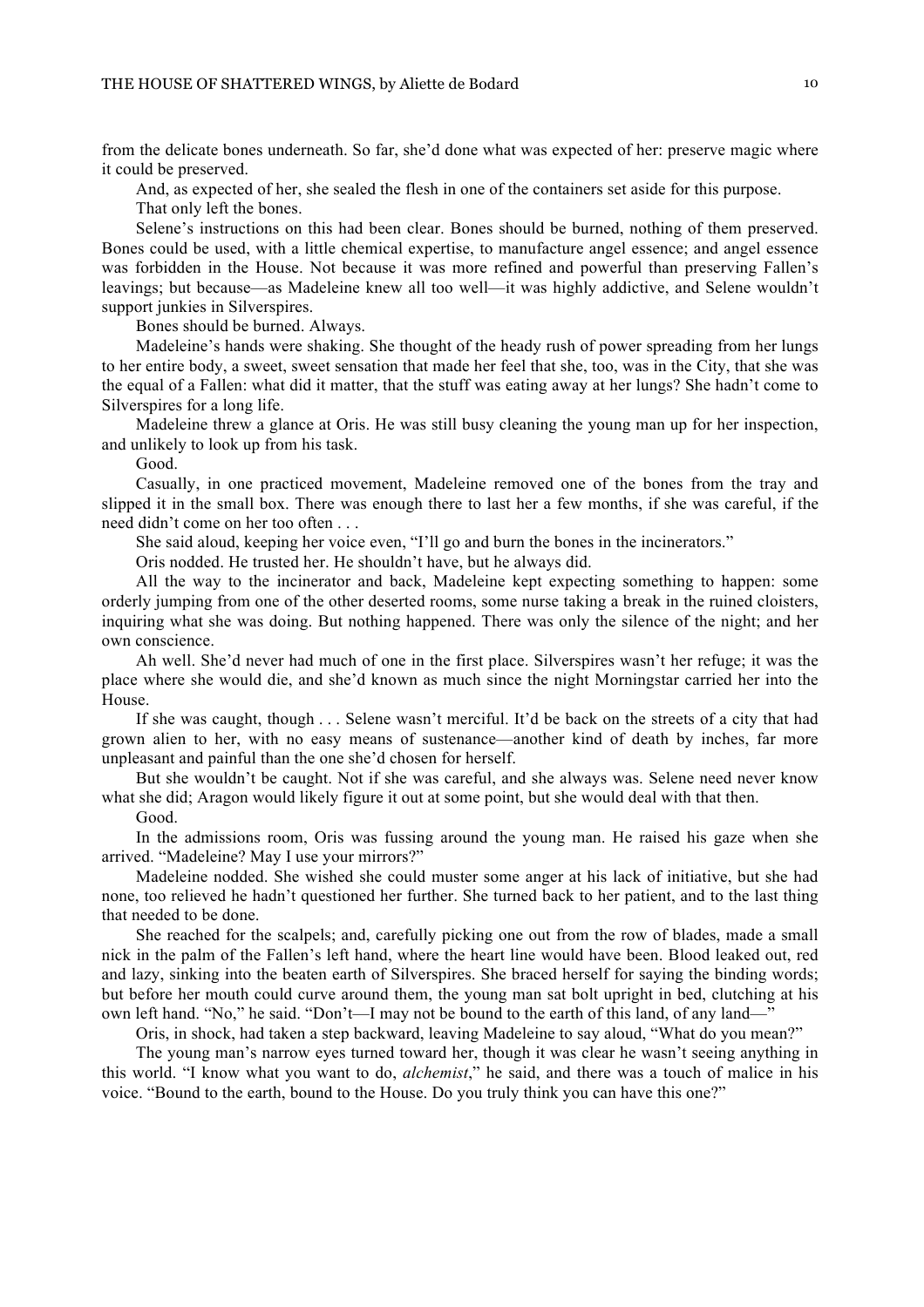from the delicate bones underneath. So far, she'd done what was expected of her: preserve magic where it could be preserved.

And, as expected of her, she sealed the flesh in one of the containers set aside for this purpose.

That only left the bones.

Selene's instructions on this had been clear. Bones should be burned, nothing of them preserved. Bones could be used, with a little chemical expertise, to manufacture angel essence; and angel essence was forbidden in the House. Not because it was more refined and powerful than preserving Fallen's leavings; but because—as Madeleine knew all too well—it was highly addictive, and Selene wouldn't support junkies in Silverspires.

Bones should be burned. Always.

Madeleine's hands were shaking. She thought of the heady rush of power spreading from her lungs to her entire body, a sweet, sweet sensation that made her feel that she, too, was in the City, that she was the equal of a Fallen: what did it matter, that the stuff was eating away at her lungs? She hadn't come to Silverspires for a long life.

Madeleine threw a glance at Oris. He was still busy cleaning the young man up for her inspection, and unlikely to look up from his task.

Good.

Casually, in one practiced movement, Madeleine removed one of the bones from the tray and slipped it in the small box. There was enough there to last her a few months, if she was careful, if the need didn't come on her too often . . .

She said aloud, keeping her voice even, "I'll go and burn the bones in the incinerators."

Oris nodded. He trusted her. He shouldn't have, but he always did.

All the way to the incinerator and back, Madeleine kept expecting something to happen: some orderly jumping from one of the other deserted rooms, some nurse taking a break in the ruined cloisters, inquiring what she was doing. But nothing happened. There was only the silence of the night; and her own conscience.

Ah well. She'd never had much of one in the first place. Silverspires wasn't her refuge; it was the place where she would die, and she'd known as much since the night Morningstar carried her into the House.

If she was caught, though . . . Selene wasn't merciful. It'd be back on the streets of a city that had grown alien to her, with no easy means of sustenance—another kind of death by inches, far more unpleasant and painful than the one she'd chosen for herself.

But she wouldn't be caught. Not if she was careful, and she always was. Selene need never know what she did; Aragon would likely figure it out at some point, but she would deal with that then.

Good.

In the admissions room, Oris was fussing around the young man. He raised his gaze when she arrived. "Madeleine? May I use your mirrors?"

Madeleine nodded. She wished she could muster some anger at his lack of initiative, but she had none, too relieved he hadn't questioned her further. She turned back to her patient, and to the last thing that needed to be done.

She reached for the scalpels; and, carefully picking one out from the row of blades, made a small nick in the palm of the Fallen's left hand, where the heart line would have been. Blood leaked out, red and lazy, sinking into the beaten earth of Silverspires. She braced herself for saying the binding words; but before her mouth could curve around them, the young man sat bolt upright in bed, clutching at his own left hand. "No," he said. "Don't—I may not be bound to the earth of this land, of any land—"

Oris, in shock, had taken a step backward, leaving Madeleine to say aloud, "What do you mean?"

The young man's narrow eyes turned toward her, though it was clear he wasn't seeing anything in this world. "I know what you want to do, *alchemist*," he said, and there was a touch of malice in his voice. "Bound to the earth, bound to the House. Do you truly think you can have this one?"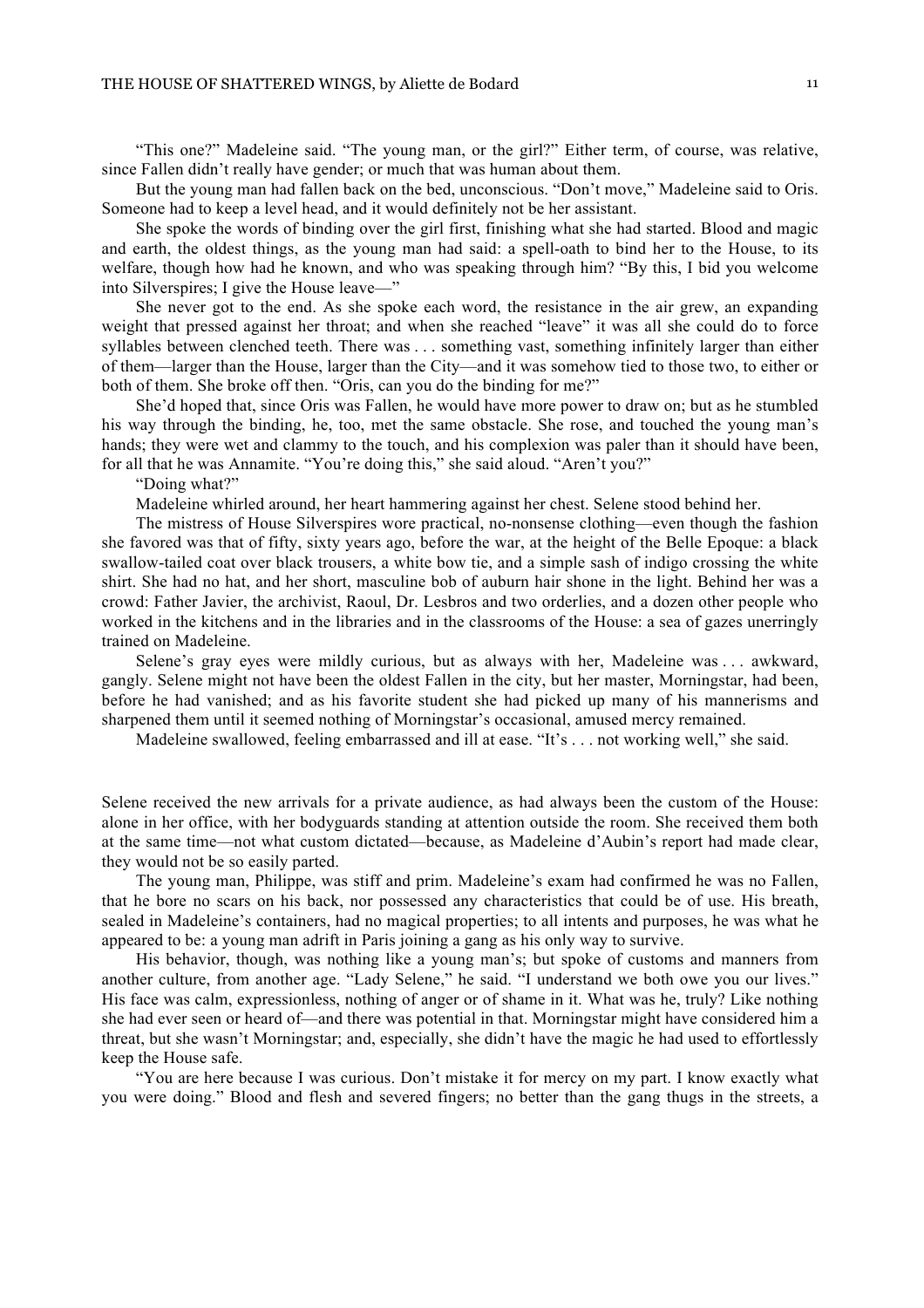"This one?" Madeleine said. "The young man, or the girl?" Either term, of course, was relative, since Fallen didn't really have gender; or much that was human about them.

But the young man had fallen back on the bed, unconscious. "Don't move," Madeleine said to Oris. Someone had to keep a level head, and it would definitely not be her assistant.

She spoke the words of binding over the girl first, finishing what she had started. Blood and magic and earth, the oldest things, as the young man had said: a spell-oath to bind her to the House, to its welfare, though how had he known, and who was speaking through him? "By this, I bid you welcome into Silverspires; I give the House leave—"

She never got to the end. As she spoke each word, the resistance in the air grew, an expanding weight that pressed against her throat; and when she reached "leave" it was all she could do to force syllables between clenched teeth. There was . . . something vast, something infinitely larger than either of them—larger than the House, larger than the City—and it was somehow tied to those two, to either or both of them. She broke off then. "Oris, can you do the binding for me?"

She'd hoped that, since Oris was Fallen, he would have more power to draw on; but as he stumbled his way through the binding, he, too, met the same obstacle. She rose, and touched the young man's hands; they were wet and clammy to the touch, and his complexion was paler than it should have been, for all that he was Annamite. "You're doing this," she said aloud. "Aren't you?"

"Doing what?"

Madeleine whirled around, her heart hammering against her chest. Selene stood behind her.

The mistress of House Silverspires wore practical, no-nonsense clothing—even though the fashion she favored was that of fifty, sixty years ago, before the war, at the height of the Belle Epoque: a black swallow-tailed coat over black trousers, a white bow tie, and a simple sash of indigo crossing the white shirt. She had no hat, and her short, masculine bob of auburn hair shone in the light. Behind her was a crowd: Father Javier, the archivist, Raoul, Dr. Lesbros and two orderlies, and a dozen other people who worked in the kitchens and in the libraries and in the classrooms of the House: a sea of gazes unerringly trained on Madeleine.

Selene's gray eyes were mildly curious, but as always with her, Madeleine was . . . awkward, gangly. Selene might not have been the oldest Fallen in the city, but her master, Morningstar, had been, before he had vanished; and as his favorite student she had picked up many of his mannerisms and sharpened them until it seemed nothing of Morningstar's occasional, amused mercy remained.

Madeleine swallowed, feeling embarrassed and ill at ease. "It's . . . not working well," she said.

Selene received the new arrivals for a private audience, as had always been the custom of the House: alone in her office, with her bodyguards standing at attention outside the room. She received them both at the same time—not what custom dictated—because, as Madeleine d'Aubin's report had made clear, they would not be so easily parted.

The young man, Philippe, was stiff and prim. Madeleine's exam had confirmed he was no Fallen, that he bore no scars on his back, nor possessed any characteristics that could be of use. His breath, sealed in Madeleine's containers, had no magical properties; to all intents and purposes, he was what he appeared to be: a young man adrift in Paris joining a gang as his only way to survive.

His behavior, though, was nothing like a young man's; but spoke of customs and manners from another culture, from another age. "Lady Selene," he said. "I understand we both owe you our lives." His face was calm, expressionless, nothing of anger or of shame in it. What was he, truly? Like nothing she had ever seen or heard of—and there was potential in that. Morningstar might have considered him a threat, but she wasn't Morningstar; and, especially, she didn't have the magic he had used to effortlessly keep the House safe.

"You are here because I was curious. Don't mistake it for mercy on my part. I know exactly what you were doing." Blood and flesh and severed fingers; no better than the gang thugs in the streets, a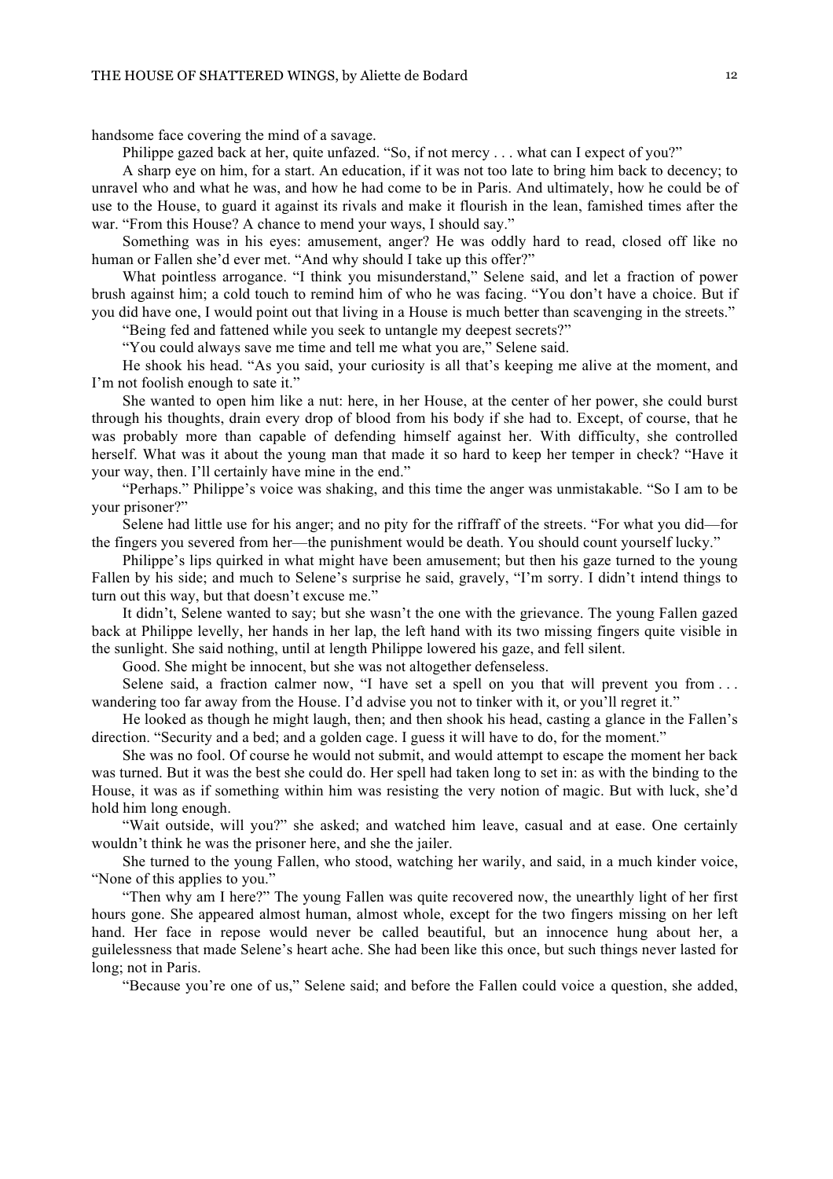handsome face covering the mind of a savage.

Philippe gazed back at her, quite unfazed. "So, if not mercy . . . what can I expect of you?"

A sharp eye on him, for a start. An education, if it was not too late to bring him back to decency; to unravel who and what he was, and how he had come to be in Paris. And ultimately, how he could be of use to the House, to guard it against its rivals and make it flourish in the lean, famished times after the war. "From this House? A chance to mend your ways, I should say."

Something was in his eyes: amusement, anger? He was oddly hard to read, closed off like no human or Fallen she'd ever met. "And why should I take up this offer?"

What pointless arrogance. "I think you misunderstand," Selene said, and let a fraction of power brush against him; a cold touch to remind him of who he was facing. "You don't have a choice. But if you did have one, I would point out that living in a House is much better than scavenging in the streets."

"Being fed and fattened while you seek to untangle my deepest secrets?"

"You could always save me time and tell me what you are," Selene said.

He shook his head. "As you said, your curiosity is all that's keeping me alive at the moment, and I'm not foolish enough to sate it."

She wanted to open him like a nut: here, in her House, at the center of her power, she could burst through his thoughts, drain every drop of blood from his body if she had to. Except, of course, that he was probably more than capable of defending himself against her. With difficulty, she controlled herself. What was it about the young man that made it so hard to keep her temper in check? "Have it your way, then. I'll certainly have mine in the end."

"Perhaps." Philippe's voice was shaking, and this time the anger was unmistakable. "So I am to be your prisoner?"

Selene had little use for his anger; and no pity for the riffraff of the streets. "For what you did—for the fingers you severed from her—the punishment would be death. You should count yourself lucky."

Philippe's lips quirked in what might have been amusement; but then his gaze turned to the young Fallen by his side; and much to Selene's surprise he said, gravely, "I'm sorry. I didn't intend things to turn out this way, but that doesn't excuse me."

It didn't, Selene wanted to say; but she wasn't the one with the grievance. The young Fallen gazed back at Philippe levelly, her hands in her lap, the left hand with its two missing fingers quite visible in the sunlight. She said nothing, until at length Philippe lowered his gaze, and fell silent.

Good. She might be innocent, but she was not altogether defenseless.

Selene said, a fraction calmer now, "I have set a spell on you that will prevent you from . . . wandering too far away from the House. I'd advise you not to tinker with it, or you'll regret it."

He looked as though he might laugh, then; and then shook his head, casting a glance in the Fallen's direction. "Security and a bed; and a golden cage. I guess it will have to do, for the moment."

She was no fool. Of course he would not submit, and would attempt to escape the moment her back was turned. But it was the best she could do. Her spell had taken long to set in: as with the binding to the House, it was as if something within him was resisting the very notion of magic. But with luck, she'd hold him long enough.

"Wait outside, will you?" she asked; and watched him leave, casual and at ease. One certainly wouldn't think he was the prisoner here, and she the jailer.

She turned to the young Fallen, who stood, watching her warily, and said, in a much kinder voice, "None of this applies to you."

"Then why am I here?" The young Fallen was quite recovered now, the unearthly light of her first hours gone. She appeared almost human, almost whole, except for the two fingers missing on her left hand. Her face in repose would never be called beautiful, but an innocence hung about her, a guilelessness that made Selene's heart ache. She had been like this once, but such things never lasted for long; not in Paris.

"Because you're one of us," Selene said; and before the Fallen could voice a question, she added,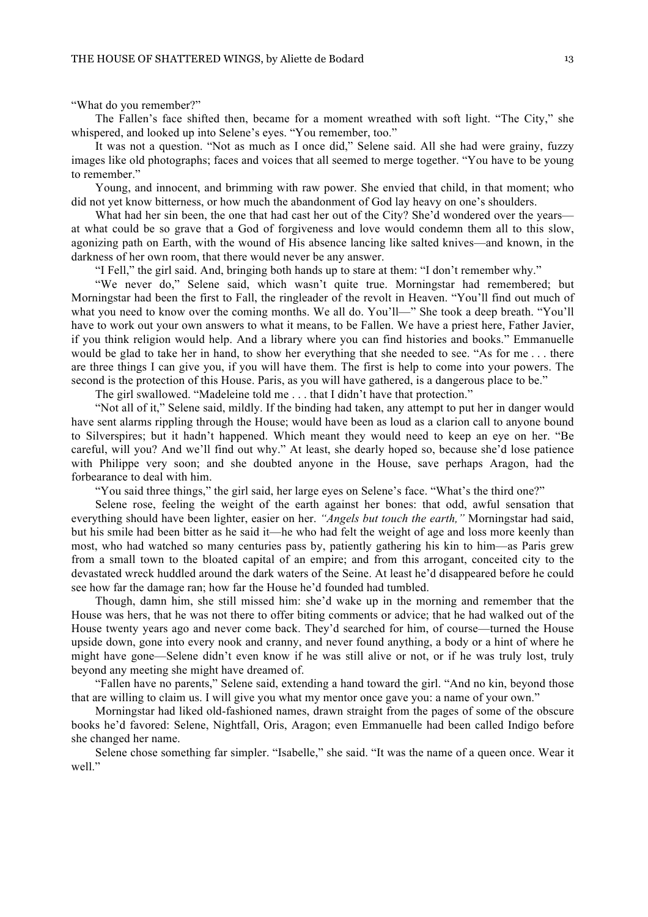"What do you remember?"

The Fallen's face shifted then, became for a moment wreathed with soft light. "The City," she whispered, and looked up into Selene's eyes. "You remember, too."

It was not a question. "Not as much as I once did," Selene said. All she had were grainy, fuzzy images like old photographs; faces and voices that all seemed to merge together. "You have to be young to remember."

Young, and innocent, and brimming with raw power. She envied that child, in that moment; who did not yet know bitterness, or how much the abandonment of God lay heavy on one's shoulders.

What had her sin been, the one that had cast her out of the City? She'd wondered over the years—at what could be so grave that a God of forgiveness and love would condemn them all to this slow, agonizing path on Earth, with the wound of His absence lancing like salted knives—and known, in the darkness of her own room, that there would never be any answer.

"I Fell," the girl said. And, bringing both hands up to stare at them: "I don't remember why."

"We never do," Selene said, which wasn't quite true. Morningstar had remembered; but Morningstar had been the first to Fall, the ringleader of the revolt in Heaven. "You'll find out much of what you need to know over the coming months. We all do. You'll—" She took a deep breath. "You'll have to work out your own answers to what it means, to be Fallen. We have a priest here, Father Javier, if you think religion would help. And a library where you can find histories and books." Emmanuelle would be glad to take her in hand, to show her everything that she needed to see. "As for me . . . there are three things I can give you, if you will have them. The first is help to come into your powers. The second is the protection of this House. Paris, as you will have gathered, is a dangerous place to be."

The girl swallowed. "Madeleine told me . . . that I didn't have that protection."

"Not all of it," Selene said, mildly. If the binding had taken, any attempt to put her in danger would have sent alarms rippling through the House; would have been as loud as a clarion call to anyone bound to Silverspires; but it hadn't happened. Which meant they would need to keep an eye on her. "Be careful, will you? And we'll find out why." At least, she dearly hoped so, because she'd lose patience with Philippe very soon; and she doubted anyone in the House, save perhaps Aragon, had the forbearance to deal with him.

"You said three things," the girl said, her large eyes on Selene's face. "What's the third one?"

Selene rose, feeling the weight of the earth against her bones: that odd, awful sensation that everything should have been lighter, easier on her. *"Angels but touch the earth,"* Morningstar had said, but his smile had been bitter as he said it—he who had felt the weight of age and loss more keenly than most, who had watched so many centuries pass by, patiently gathering his kin to him—as Paris grew from a small town to the bloated capital of an empire; and from this arrogant, conceited city to the devastated wreck huddled around the dark waters of the Seine. At least he'd disappeared before he could see how far the damage ran; how far the House he'd founded had tumbled.

Though, damn him, she still missed him: she'd wake up in the morning and remember that the House was hers, that he was not there to offer biting comments or advice; that he had walked out of the House twenty years ago and never come back. They'd searched for him, of course—turned the House upside down, gone into every nook and cranny, and never found anything, a body or a hint of where he might have gone—Selene didn't even know if he was still alive or not, or if he was truly lost, truly beyond any meeting she might have dreamed of.

"Fallen have no parents," Selene said, extending a hand toward the girl. "And no kin, beyond those that are willing to claim us. I will give you what my mentor once gave you: a name of your own."

Morningstar had liked old-fashioned names, drawn straight from the pages of some of the obscure books he'd favored: Selene, Nightfall, Oris, Aragon; even Emmanuelle had been called Indigo before she changed her name.

Selene chose something far simpler. "Isabelle," she said. "It was the name of a queen once. Wear it well."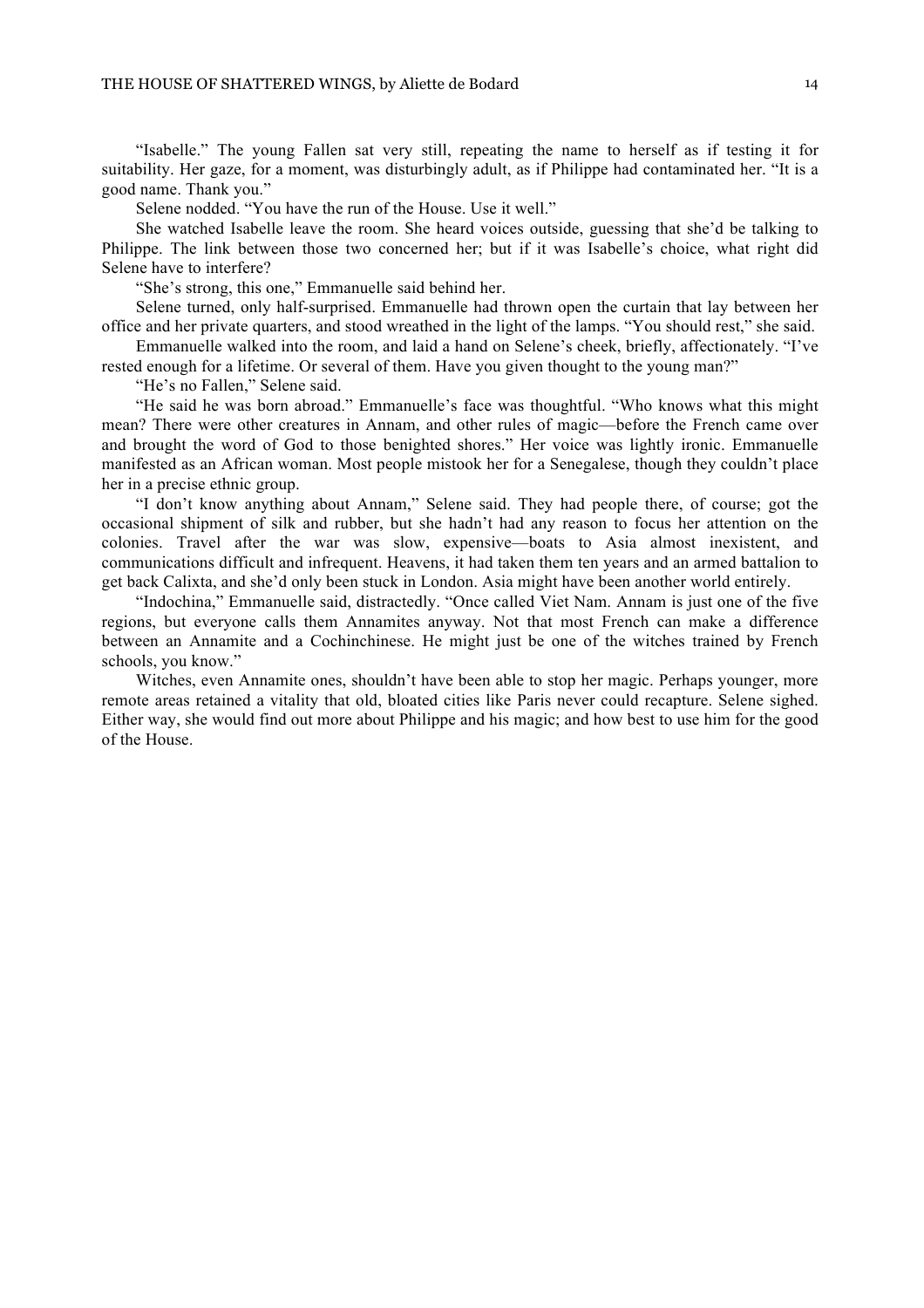"Isabelle." The young Fallen sat very still, repeating the name to herself as if testing it for suitability. Her gaze, for a moment, was disturbingly adult, as if Philippe had contaminated her. "It is a good name. Thank you."

Selene nodded. "You have the run of the House. Use it well."

She watched Isabelle leave the room. She heard voices outside, guessing that she'd be talking to Philippe. The link between those two concerned her; but if it was Isabelle's choice, what right did Selene have to interfere?

"She's strong, this one," Emmanuelle said behind her.

Selene turned, only half-surprised. Emmanuelle had thrown open the curtain that lay between her office and her private quarters, and stood wreathed in the light of the lamps. "You should rest," she said.

Emmanuelle walked into the room, and laid a hand on Selene's cheek, briefly, affectionately. "I've rested enough for a lifetime. Or several of them. Have you given thought to the young man?"

"He's no Fallen," Selene said.

"He said he was born abroad." Emmanuelle's face was thoughtful. "Who knows what this might mean? There were other creatures in Annam, and other rules of magic—before the French came over and brought the word of God to those benighted shores." Her voice was lightly ironic. Emmanuelle manifested as an African woman. Most people mistook her for a Senegalese, though they couldn't place her in a precise ethnic group.

"I don't know anything about Annam," Selene said. They had people there, of course; got the occasional shipment of silk and rubber, but she hadn't had any reason to focus her attention on the colonies. Travel after the war was slow, expensive—boats to Asia almost inexistent, and communications difficult and infrequent. Heavens, it had taken them ten years and an armed battalion to get back Calixta, and she'd only been stuck in London. Asia might have been another world entirely.

"Indochina," Emmanuelle said, distractedly. "Once called Viet Nam. Annam is just one of the five regions, but everyone calls them Annamites anyway. Not that most French can make a difference between an Annamite and a Cochinchinese. He might just be one of the witches trained by French schools, you know."

Witches, even Annamite ones, shouldn't have been able to stop her magic. Perhaps younger, more remote areas retained a vitality that old, bloated cities like Paris never could recapture. Selene sighed. Either way, she would find out more about Philippe and his magic; and how best to use him for the good of the House.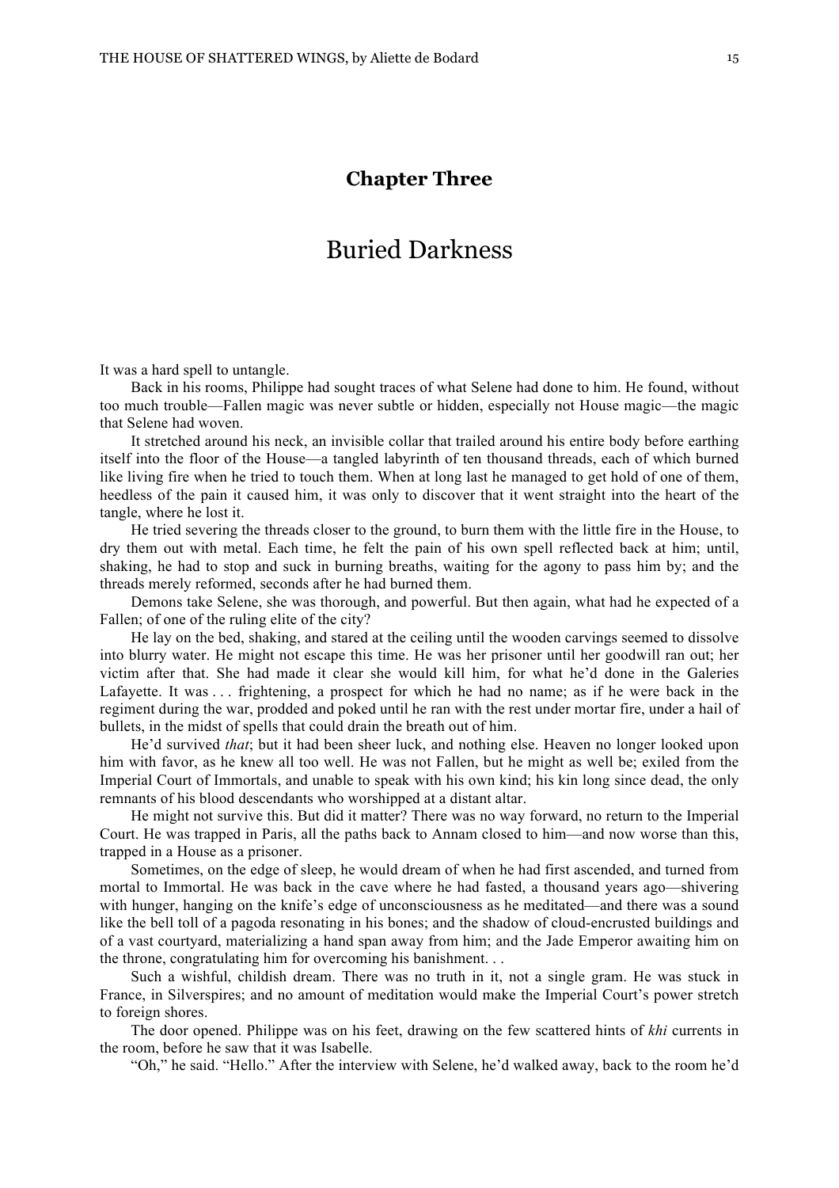## Chapter Three

# Buried Darkness

It was a hard spell to untangle.

Back in his rooms, Philippe had sought traces of what Selene had done to him. He found, without too much trouble—Fallen magic was never subtle or hidden, especially not House magic—the magic that Selene had woven.

It stretched around his neck, an invisible collar that trailed around his entire body before earthing itself into the floor of the House—a tangled labyrinth of ten thousand threads, each of which burned like living fire when he tried to touch them. When at long last he managed to get hold of one of them, heedless of the pain it caused him, it was only to discover that it went straight into the heart of the tangle, where he lost it.

He tried severing the threads closer to the ground, to burn them with the little fire in the House, to dry them out with metal. Each time, he felt the pain of his own spell reflected back at him; until, shaking, he had to stop and suck in burning breaths, waiting for the agony to pass him by; and the threads merely reformed, seconds after he had burned them.

Demons take Selene, she was thorough, and powerful. But then again, what had he expected of a Fallen; of one of the ruling elite of the city?

He lay on the bed, shaking, and stared at the ceiling until the wooden carvings seemed to dissolve into blurry water. He might not escape this time. He was her prisoner until her goodwill ran out; her victim after that. She had made it clear she would kill him, for what he'd done in the Galeries Lafayette. It was . . . frightening, a prospect for which he had no name; as if he were back in the regiment during the war, prodded and poked until he ran with the rest under mortar fire, under a hail of bullets, in the midst of spells that could drain the breath out of him.

He'd survived *that*; but it had been sheer luck, and nothing else. Heaven no longer looked upon him with favor, as he knew all too well. He was not Fallen, but he might as well be; exiled from the Imperial Court of Immortals, and unable to speak with his own kind; his kin long since dead, the only remnants of his blood descendants who worshipped at a distant altar.

He might not survive this. But did it matter? There was no way forward, no return to the Imperial Court. He was trapped in Paris, all the paths back to Annam closed to him—and now worse than this, trapped in a House as a prisoner.

Sometimes, on the edge of sleep, he would dream of when he had first ascended, and turned from mortal to Immortal. He was back in the cave where he had fasted, a thousand years ago—shivering with hunger, hanging on the knife's edge of unconsciousness as he meditated—and there was a sound like the bell toll of a pagoda resonating in his bones; and the shadow of cloud-encrusted buildings and of a vast courtyard, materializing a hand span away from him; and the Jade Emperor awaiting him on the throne, congratulating him for overcoming his banishment. . .

Such a wishful, childish dream. There was no truth in it, not a single gram. He was stuck in France, in Silverspires; and no amount of meditation would make the Imperial Court's power stretch to foreign shores.

The door opened. Philippe was on his feet, drawing on the few scattered hints of *khi* currents in the room, before he saw that it was Isabelle.

"Oh," he said. "Hello." After the interview with Selene, he'd walked away, back to the room he'd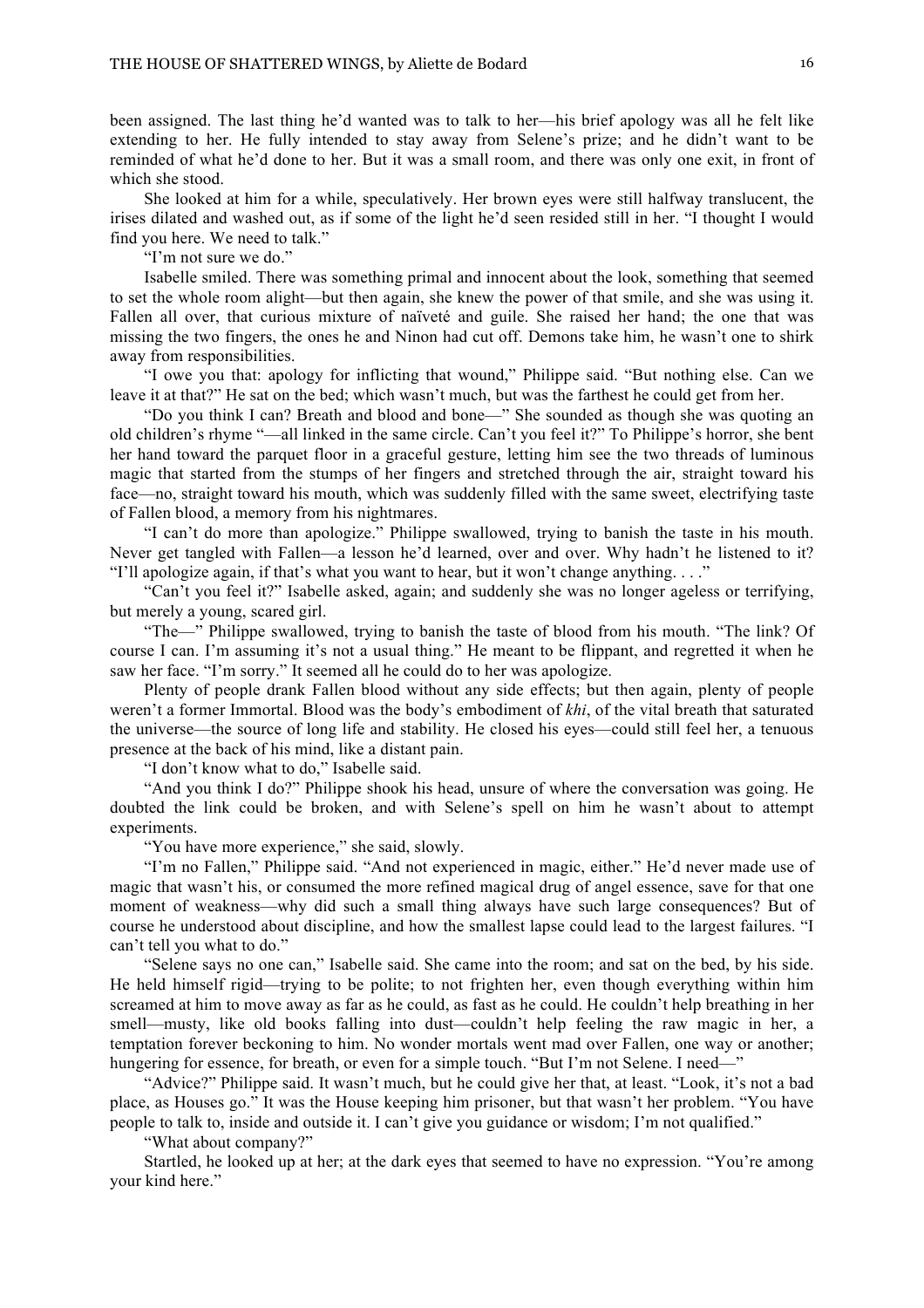been assigned. The last thing he'd wanted was to talk to her—his brief apology was all he felt like extending to her. He fully intended to stay away from Selene's prize; and he didn't want to be reminded of what he'd done to her. But it was a small room, and there was only one exit, in front of which she stood.

She looked at him for a while, speculatively. Her brown eyes were still halfway translucent, the irises dilated and washed out, as if some of the light he'd seen resided still in her. "I thought I would find you here. We need to talk."

"I'm not sure we do."

Isabelle smiled. There was something primal and innocent about the look, something that seemed to set the whole room alight—but then again, she knew the power of that smile, and she was using it. Fallen all over, that curious mixture of naïveté and guile. She raised her hand; the one that was missing the two fingers, the ones he and Ninon had cut off. Demons take him, he wasn't one to shirk away from responsibilities.

"I owe you that: apology for inflicting that wound," Philippe said. "But nothing else. Can we leave it at that?" He sat on the bed; which wasn't much, but was the farthest he could get from her.

"Do you think I can? Breath and blood and bone—" She sounded as though she was quoting an old children's rhyme "—all linked in the same circle. Can't you feel it?" To Philippe's horror, she bent her hand toward the parquet floor in a graceful gesture, letting him see the two threads of luminous magic that started from the stumps of her fingers and stretched through the air, straight toward his face—no, straight toward his mouth, which was suddenly filled with the same sweet, electrifying taste of Fallen blood, a memory from his nightmares.

"I can't do more than apologize." Philippe swallowed, trying to banish the taste in his mouth. Never get tangled with Fallen—a lesson he'd learned, over and over. Why hadn't he listened to it? "I'll apologize again, if that's what you want to hear, but it won't change anything. . . ."

"Can't you feel it?" Isabelle asked, again; and suddenly she was no longer ageless or terrifying, but merely a young, scared girl.

"The—" Philippe swallowed, trying to banish the taste of blood from his mouth. "The link? Of course I can. I'm assuming it's not a usual thing." He meant to be flippant, and regretted it when he saw her face. "I'm sorry." It seemed all he could do to her was apologize.

Plenty of people drank Fallen blood without any side effects; but then again, plenty of people weren't a former Immortal. Blood was the body's embodiment of *khi*, of the vital breath that saturated the universe—the source of long life and stability. He closed his eyes—could still feel her, a tenuous presence at the back of his mind, like a distant pain.

"I don't know what to do," Isabelle said.

"And you think I do?" Philippe shook his head, unsure of where the conversation was going. He doubted the link could be broken, and with Selene's spell on him he wasn't about to attempt experiments.

"You have more experience," she said, slowly.

"I'm no Fallen," Philippe said. "And not experienced in magic, either." He'd never made use of magic that wasn't his, or consumed the more refined magical drug of angel essence, save for that one moment of weakness—why did such a small thing always have such large consequences? But of course he understood about discipline, and how the smallest lapse could lead to the largest failures. "I can't tell you what to do."

"Selene says no one can," Isabelle said. She came into the room; and sat on the bed, by his side. He held himself rigid—trying to be polite; to not frighten her, even though everything within him screamed at him to move away as far as he could, as fast as he could. He couldn't help breathing in her smell—musty, like old books falling into dust—couldn't help feeling the raw magic in her, a temptation forever beckoning to him. No wonder mortals went mad over Fallen, one way or another; hungering for essence, for breath, or even for a simple touch. "But I'm not Selene. I need—"

"Advice?" Philippe said. It wasn't much, but he could give her that, at least. "Look, it's not a bad place, as Houses go." It was the House keeping him prisoner, but that wasn't her problem. "You have people to talk to, inside and outside it. I can't give you guidance or wisdom; I'm not qualified."

"What about company?"

Startled, he looked up at her; at the dark eyes that seemed to have no expression. "You're among your kind here."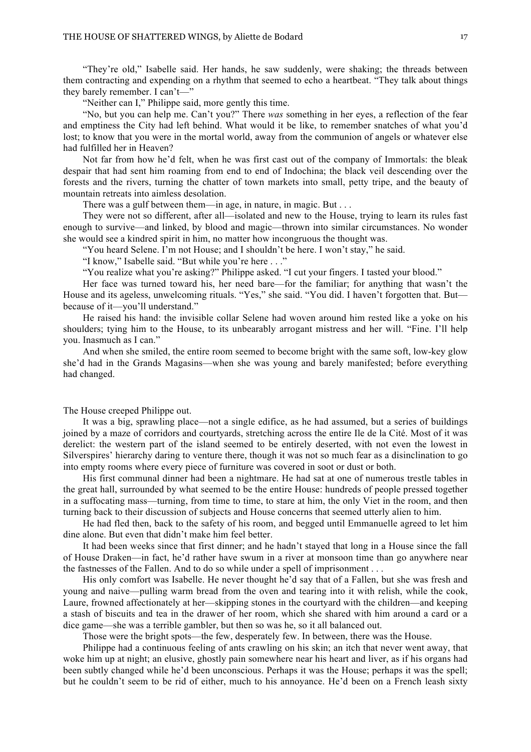"They're old," Isabelle said. Her hands, he saw suddenly, were shaking; the threads between them contracting and expending on a rhythm that seemed to echo a heartbeat. "They talk about things they barely remember. I can't—"

"Neither can I," Philippe said, more gently this time.

"No, but you can help me. Can't you?" There *was* something in her eyes, a reflection of the fear and emptiness the City had left behind. What would it be like, to remember snatches of what you'd lost; to know that you were in the mortal world, away from the communion of angels or whatever else had fulfilled her in Heaven?

Not far from how he'd felt, when he was first cast out of the company of Immortals: the bleak despair that had sent him roaming from end to end of Indochina; the black veil descending over the forests and the rivers, turning the chatter of town markets into small, petty tripe, and the beauty of mountain retreats into aimless desolation.

There was a gulf between them—in age, in nature, in magic. But . . .

They were not so different, after all—isolated and new to the House, trying to learn its rules fast enough to survive—and linked, by blood and magic—thrown into similar circumstances. No wonder she would see a kindred spirit in him, no matter how incongruous the thought was.

"You heard Selene. I'm not House; and I shouldn't be here. I won't stay," he said.

"I know," Isabelle said. "But while you're here . . ."

"You realize what you're asking?" Philippe asked. "I cut your fingers. I tasted your blood."

Her face was turned toward his, her need bare—for the familiar; for anything that wasn't the House and its ageless, unwelcoming rituals. "Yes," she said. "You did. I haven't forgotten that. But—because of it—you'll understand."

He raised his hand: the invisible collar Selene had woven around him rested like a yoke on his shoulders; tying him to the House, to its unbearably arrogant mistress and her will. "Fine. I'll help you. Inasmuch as I can."

And when she smiled, the entire room seemed to become bright with the same soft, low-key glow she'd had in the Grands Magasins—when she was young and barely manifested; before everything had changed.

The House creeped Philippe out.

It was a big, sprawling place—not a single edifice, as he had assumed, but a series of buildings joined by a maze of corridors and courtyards, stretching across the entire Ile de la Cité. Most of it was derelict: the western part of the island seemed to be entirely deserted, with not even the lowest in Silverspires' hierarchy daring to venture there, though it was not so much fear as a disinclination to go into empty rooms where every piece of furniture was covered in soot or dust or both.

His first communal dinner had been a nightmare. He had sat at one of numerous trestle tables in the great hall, surrounded by what seemed to be the entire House: hundreds of people pressed together in a suffocating mass—turning, from time to time, to stare at him, the only Viet in the room, and then turning back to their discussion of subjects and House concerns that seemed utterly alien to him.

He had fled then, back to the safety of his room, and begged until Emmanuelle agreed to let him dine alone. But even that didn't make him feel better.

It had been weeks since that first dinner; and he hadn't stayed that long in a House since the fall of House Draken—in fact, he'd rather have swum in a river at monsoon time than go anywhere near the fastnesses of the Fallen. And to do so while under a spell of imprisonment . . .

His only comfort was Isabelle. He never thought he'd say that of a Fallen, but she was fresh and young and naive—pulling warm bread from the oven and tearing into it with relish, while the cook, Laure, frowned affectionately at her—skipping stones in the courtyard with the children—and keeping a stash of biscuits and tea in the drawer of her room, which she shared with him around a card or a dice game—she was a terrible gambler, but then so was he, so it all balanced out.

Those were the bright spots—the few, desperately few. In between, there was the House.

Philippe had a continuous feeling of ants crawling on his skin; an itch that never went away, that woke him up at night; an elusive, ghostly pain somewhere near his heart and liver, as if his organs had been subtly changed while he'd been unconscious. Perhaps it was the House; perhaps it was the spell; but he couldn't seem to be rid of either, much to his annoyance. He'd been on a French leash sixty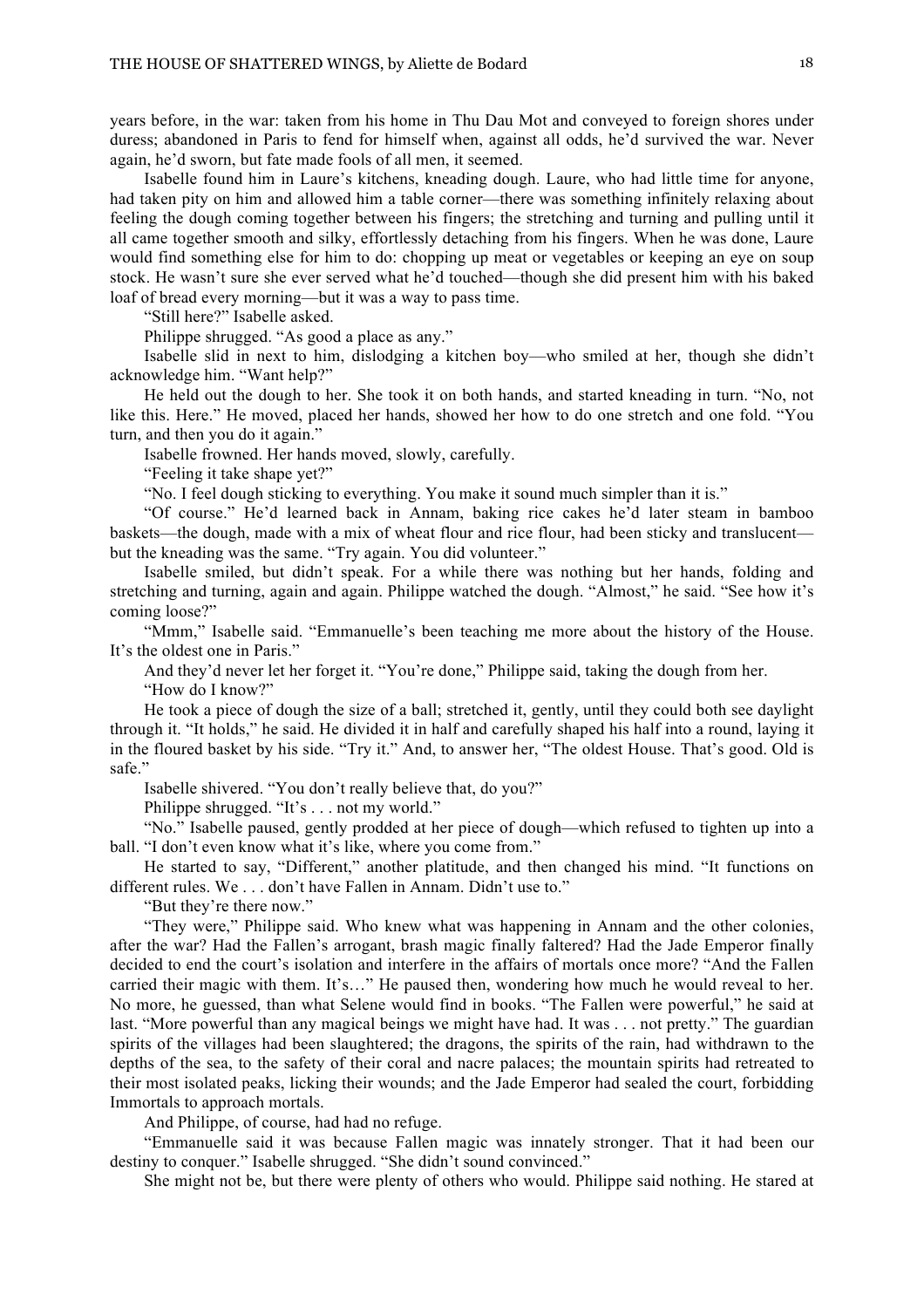years before, in the war: taken from his home in Thu Dau Mot and conveyed to foreign shores under duress; abandoned in Paris to fend for himself when, against all odds, he'd survived the war. Never again, he'd sworn, but fate made fools of all men, it seemed.

Isabelle found him in Laure's kitchens, kneading dough. Laure, who had little time for anyone, had taken pity on him and allowed him a table corner—there was something infinitely relaxing about feeling the dough coming together between his fingers; the stretching and turning and pulling until it all came together smooth and silky, effortlessly detaching from his fingers. When he was done, Laure would find something else for him to do: chopping up meat or vegetables or keeping an eye on soup stock. He wasn't sure she ever served what he'd touched—though she did present him with his baked loaf of bread every morning—but it was a way to pass time.

"Still here?" Isabelle asked.

Philippe shrugged. "As good a place as any."

Isabelle slid in next to him, dislodging a kitchen boy—who smiled at her, though she didn't acknowledge him. "Want help?"

He held out the dough to her. She took it on both hands, and started kneading in turn. "No, not like this. Here." He moved, placed her hands, showed her how to do one stretch and one fold. "You turn, and then you do it again."

Isabelle frowned. Her hands moved, slowly, carefully.

"Feeling it take shape yet?"

"No. I feel dough sticking to everything. You make it sound much simpler than it is."

"Of course." He'd learned back in Annam, baking rice cakes he'd later steam in bamboo baskets—the dough, made with a mix of wheat flour and rice flour, had been sticky and translucent—but the kneading was the same. "Try again. You did volunteer."

Isabelle smiled, but didn't speak. For a while there was nothing but her hands, folding and stretching and turning, again and again. Philippe watched the dough. "Almost," he said. "See how it's coming loose?"

"Mmm," Isabelle said. "Emmanuelle's been teaching me more about the history of the House. It's the oldest one in Paris."

And they'd never let her forget it. "You're done," Philippe said, taking the dough from her.

"How do I know?"

He took a piece of dough the size of a ball; stretched it, gently, until they could both see daylight through it. "It holds," he said. He divided it in half and carefully shaped his half into a round, laying it in the floured basket by his side. "Try it." And, to answer her, "The oldest House. That's good. Old is safe."

Isabelle shivered. "You don't really believe that, do you?"

Philippe shrugged. "It's . . . not my world."

"No." Isabelle paused, gently prodded at her piece of dough—which refused to tighten up into a ball. "I don't even know what it's like, where you come from."

He started to say, "Different," another platitude, and then changed his mind. "It functions on different rules. We . . . don't have Fallen in Annam. Didn't use to."

"But they're there now."

"They were," Philippe said. Who knew what was happening in Annam and the other colonies, after the war? Had the Fallen's arrogant, brash magic finally faltered? Had the Jade Emperor finally decided to end the court's isolation and interfere in the affairs of mortals once more? "And the Fallen carried their magic with them. It's…" He paused then, wondering how much he would reveal to her. No more, he guessed, than what Selene would find in books. "The Fallen were powerful," he said at last. "More powerful than any magical beings we might have had. It was . . . not pretty." The guardian spirits of the villages had been slaughtered; the dragons, the spirits of the rain, had withdrawn to the depths of the sea, to the safety of their coral and nacre palaces; the mountain spirits had retreated to their most isolated peaks, licking their wounds; and the Jade Emperor had sealed the court, forbidding Immortals to approach mortals.

And Philippe, of course, had had no refuge.

"Emmanuelle said it was because Fallen magic was innately stronger. That it had been our destiny to conquer." Isabelle shrugged. "She didn't sound convinced."

She might not be, but there were plenty of others who would. Philippe said nothing. He stared at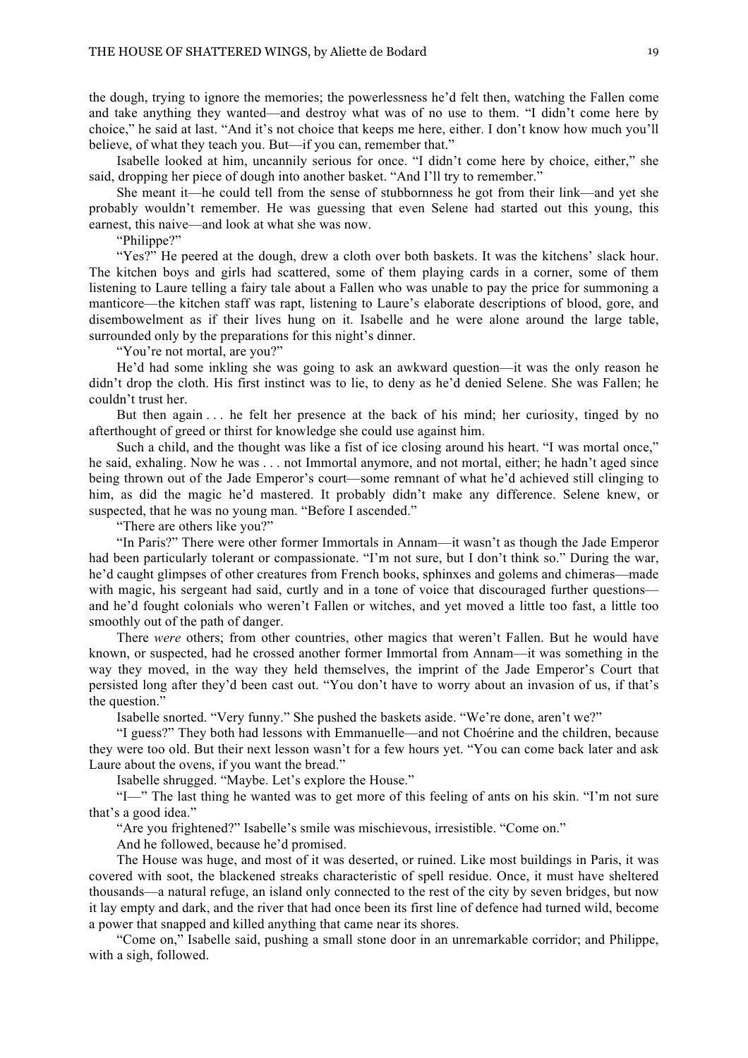the dough, trying to ignore the memories; the powerlessness he'd felt then, watching the Fallen come and take anything they wanted—and destroy what was of no use to them. "I didn't come here by choice," he said at last. "And it's not choice that keeps me here, either. I don't know how much you'll believe, of what they teach you. But—if you can, remember that."

Isabelle looked at him, uncannily serious for once. "I didn't come here by choice, either," she said, dropping her piece of dough into another basket. "And I'll try to remember."

She meant it—he could tell from the sense of stubbornness he got from their link—and yet she probably wouldn't remember. He was guessing that even Selene had started out this young, this earnest, this naive—and look at what she was now.

"Philippe?"

"Yes?" He peered at the dough, drew a cloth over both baskets. It was the kitchens' slack hour. The kitchen boys and girls had scattered, some of them playing cards in a corner, some of them listening to Laure telling a fairy tale about a Fallen who was unable to pay the price for summoning a manticore—the kitchen staff was rapt, listening to Laure's elaborate descriptions of blood, gore, and disembowelment as if their lives hung on it. Isabelle and he were alone around the large table, surrounded only by the preparations for this night's dinner.

"You're not mortal, are you?"

He'd had some inkling she was going to ask an awkward question—it was the only reason he didn't drop the cloth. His first instinct was to lie, to deny as he'd denied Selene. She was Fallen; he couldn't trust her.

But then again . . . he felt her presence at the back of his mind; her curiosity, tinged by no afterthought of greed or thirst for knowledge she could use against him.

Such a child, and the thought was like a fist of ice closing around his heart. "I was mortal once," he said, exhaling. Now he was . . . not Immortal anymore, and not mortal, either; he hadn't aged since being thrown out of the Jade Emperor's court—some remnant of what he'd achieved still clinging to him, as did the magic he'd mastered. It probably didn't make any difference. Selene knew, or suspected, that he was no young man. "Before I ascended."

"There are others like you?"

"In Paris?" There were other former Immortals in Annam—it wasn't as though the Jade Emperor had been particularly tolerant or compassionate. "I'm not sure, but I don't think so." During the war, he'd caught glimpses of other creatures from French books, sphinxes and golems and chimeras—made with magic, his sergeant had said, curtly and in a tone of voice that discouraged further questions—and he'd fought colonials who weren't Fallen or witches, and yet moved a little too fast, a little too smoothly out of the path of danger.

There *were* others; from other countries, other magics that weren't Fallen. But he would have known, or suspected, had he crossed another former Immortal from Annam—it was something in the way they moved, in the way they held themselves, the imprint of the Jade Emperor's Court that persisted long after they'd been cast out. "You don't have to worry about an invasion of us, if that's the question."

Isabelle snorted. "Very funny." She pushed the baskets aside. "We're done, aren't we?"

"I guess?" They both had lessons with Emmanuelle—and not Choérine and the children, because they were too old. But their next lesson wasn't for a few hours yet. "You can come back later and ask Laure about the ovens, if you want the bread."

Isabelle shrugged. "Maybe. Let's explore the House."

"I—" The last thing he wanted was to get more of this feeling of ants on his skin. "I'm not sure that's a good idea."

"Are you frightened?" Isabelle's smile was mischievous, irresistible. "Come on."

And he followed, because he'd promised.

The House was huge, and most of it was deserted, or ruined. Like most buildings in Paris, it was covered with soot, the blackened streaks characteristic of spell residue. Once, it must have sheltered thousands—a natural refuge, an island only connected to the rest of the city by seven bridges, but now it lay empty and dark, and the river that had once been its first line of defence had turned wild, become a power that snapped and killed anything that came near its shores.

"Come on," Isabelle said, pushing a small stone door in an unremarkable corridor; and Philippe, with a sigh, followed.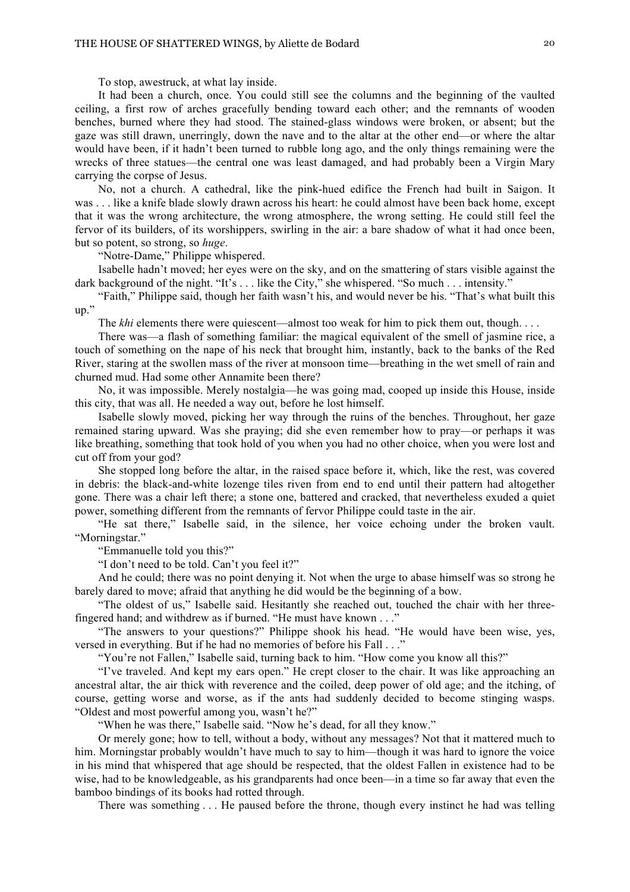To stop, awestruck, at what lay inside.

It had been a church, once. You could still see the columns and the beginning of the vaulted ceiling, a first row of arches gracefully bending toward each other; and the remnants of wooden benches, burned where they had stood. The stained-glass windows were broken, or absent; but the gaze was still drawn, unerringly, down the nave and to the altar at the other end—or where the altar would have been, if it hadn't been turned to rubble long ago, and the only things remaining were the wrecks of three statues—the central one was least damaged, and had probably been a Virgin Mary carrying the corpse of Jesus.

No, not a church. A cathedral, like the pink-hued edifice the French had built in Saigon. It was . . . like a knife blade slowly drawn across his heart: he could almost have been back home, except that it was the wrong architecture, the wrong atmosphere, the wrong setting. He could still feel the fervor of its builders, of its worshippers, swirling in the air: a bare shadow of what it had once been, but so potent, so strong, so *huge*.

"Notre-Dame," Philippe whispered.

Isabelle hadn't moved; her eyes were on the sky, and on the smattering of stars visible against the dark background of the night. "It's . . . like the City," she whispered. "So much . . . intensity."

"Faith," Philippe said, though her faith wasn't his, and would never be his. "That's what built this up."

The *khi* elements there were quiescent—almost too weak for him to pick them out, though. . . .

There was—a flash of something familiar: the magical equivalent of the smell of jasmine rice, a touch of something on the nape of his neck that brought him, instantly, back to the banks of the Red River, staring at the swollen mass of the river at monsoon time—breathing in the wet smell of rain and churned mud. Had some other Annamite been there?

No, it was impossible. Merely nostalgia—he was going mad, cooped up inside this House, inside this city, that was all. He needed a way out, before he lost himself.

Isabelle slowly moved, picking her way through the ruins of the benches. Throughout, her gaze remained staring upward. Was she praying; did she even remember how to pray—or perhaps it was like breathing, something that took hold of you when you had no other choice, when you were lost and cut off from your god?

She stopped long before the altar, in the raised space before it, which, like the rest, was covered in debris: the black-and-white lozenge tiles riven from end to end until their pattern had altogether gone. There was a chair left there; a stone one, battered and cracked, that nevertheless exuded a quiet power, something different from the remnants of fervor Philippe could taste in the air.

"He sat there," Isabelle said, in the silence, her voice echoing under the broken vault. "Morningstar."

"Emmanuelle told you this?"

"I don't need to be told. Can't you feel it?"

And he could; there was no point denying it. Not when the urge to abase himself was so strong he barely dared to move; afraid that anything he did would be the beginning of a bow.

"The oldest of us," Isabelle said. Hesitantly she reached out, touched the chair with her three-fingered hand; and withdrew as if burned. "He must have known . . ."

"The answers to your questions?" Philippe shook his head. "He would have been wise, yes, versed in everything. But if he had no memories of before his Fall . . ."

"You're not Fallen," Isabelle said, turning back to him. "How come you know all this?"

"I've traveled. And kept my ears open." He crept closer to the chair. It was like approaching an ancestral altar, the air thick with reverence and the coiled, deep power of old age; and the itching, of course, getting worse and worse, as if the ants had suddenly decided to become stinging wasps. "Oldest and most powerful among you, wasn't he?"

"When he was there," Isabelle said. "Now he's dead, for all they know."

Or merely gone; how to tell, without a body, without any messages? Not that it mattered much to him. Morningstar probably wouldn't have much to say to him—though it was hard to ignore the voice in his mind that whispered that age should be respected, that the oldest Fallen in existence had to be wise, had to be knowledgeable, as his grandparents had once been—in a time so far away that even the bamboo bindings of its books had rotted through.

There was something . . . He paused before the throne, though every instinct he had was telling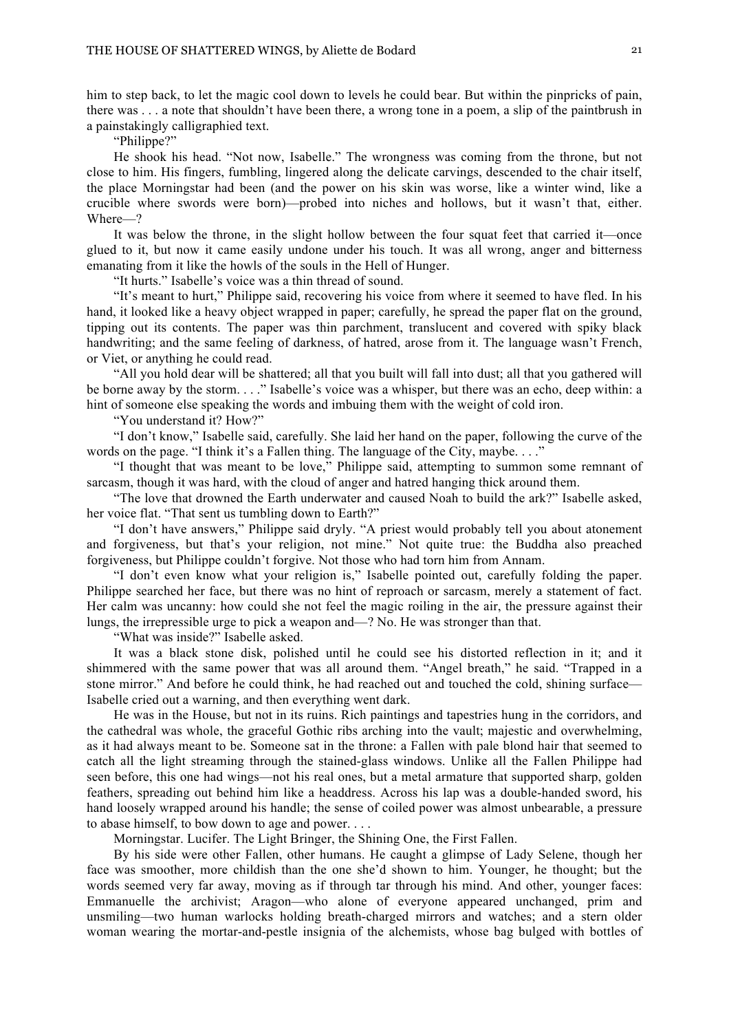him to step back, to let the magic cool down to levels he could bear. But within the pinpricks of pain, there was . . . a note that shouldn't have been there, a wrong tone in a poem, a slip of the paintbrush in a painstakingly calligraphied text.

"Philippe?"

He shook his head. "Not now, Isabelle." The wrongness was coming from the throne, but not close to him. His fingers, fumbling, lingered along the delicate carvings, descended to the chair itself, the place Morningstar had been (and the power on his skin was worse, like a winter wind, like a crucible where swords were born)—probed into niches and hollows, but it wasn't that, either. Where—?

It was below the throne, in the slight hollow between the four squat feet that carried it—once glued to it, but now it came easily undone under his touch. It was all wrong, anger and bitterness emanating from it like the howls of the souls in the Hell of Hunger.

"It hurts." Isabelle's voice was a thin thread of sound.

"It's meant to hurt," Philippe said, recovering his voice from where it seemed to have fled. In his hand, it looked like a heavy object wrapped in paper; carefully, he spread the paper flat on the ground, tipping out its contents. The paper was thin parchment, translucent and covered with spiky black handwriting; and the same feeling of darkness, of hatred, arose from it. The language wasn't French, or Viet, or anything he could read.

"All you hold dear will be shattered; all that you built will fall into dust; all that you gathered will be borne away by the storm. . . ." Isabelle's voice was a whisper, but there was an echo, deep within: a hint of someone else speaking the words and imbuing them with the weight of cold iron.

"You understand it? How?"

"I don't know," Isabelle said, carefully. She laid her hand on the paper, following the curve of the words on the page. "I think it's a Fallen thing. The language of the City, maybe. . . ."

"I thought that was meant to be love," Philippe said, attempting to summon some remnant of sarcasm, though it was hard, with the cloud of anger and hatred hanging thick around them.

"The love that drowned the Earth underwater and caused Noah to build the ark?" Isabelle asked, her voice flat. "That sent us tumbling down to Earth?"

"I don't have answers," Philippe said dryly. "A priest would probably tell you about atonement and forgiveness, but that's your religion, not mine." Not quite true: the Buddha also preached forgiveness, but Philippe couldn't forgive. Not those who had torn him from Annam.

"I don't even know what your religion is," Isabelle pointed out, carefully folding the paper. Philippe searched her face, but there was no hint of reproach or sarcasm, merely a statement of fact. Her calm was uncanny: how could she not feel the magic roiling in the air, the pressure against their lungs, the irrepressible urge to pick a weapon and—? No. He was stronger than that.

"What was inside?" Isabelle asked.

It was a black stone disk, polished until he could see his distorted reflection in it; and it shimmered with the same power that was all around them. "Angel breath," he said. "Trapped in a stone mirror." And before he could think, he had reached out and touched the cold, shining surface—Isabelle cried out a warning, and then everything went dark.

He was in the House, but not in its ruins. Rich paintings and tapestries hung in the corridors, and the cathedral was whole, the graceful Gothic ribs arching into the vault; majestic and overwhelming, as it had always meant to be. Someone sat in the throne: a Fallen with pale blond hair that seemed to catch all the light streaming through the stained-glass windows. Unlike all the Fallen Philippe had seen before, this one had wings—not his real ones, but a metal armature that supported sharp, golden feathers, spreading out behind him like a headdress. Across his lap was a double-handed sword, his hand loosely wrapped around his handle; the sense of coiled power was almost unbearable, a pressure to abase himself, to bow down to age and power. . . .

Morningstar. Lucifer. The Light Bringer, the Shining One, the First Fallen.

By his side were other Fallen, other humans. He caught a glimpse of Lady Selene, though her face was smoother, more childish than the one she'd shown to him. Younger, he thought; but the words seemed very far away, moving as if through tar through his mind. And other, younger faces: Emmanuelle the archivist; Aragon—who alone of everyone appeared unchanged, prim and unsmiling—two human warlocks holding breath-charged mirrors and watches; and a stern older woman wearing the mortar-and-pestle insignia of the alchemists, whose bag bulged with bottles of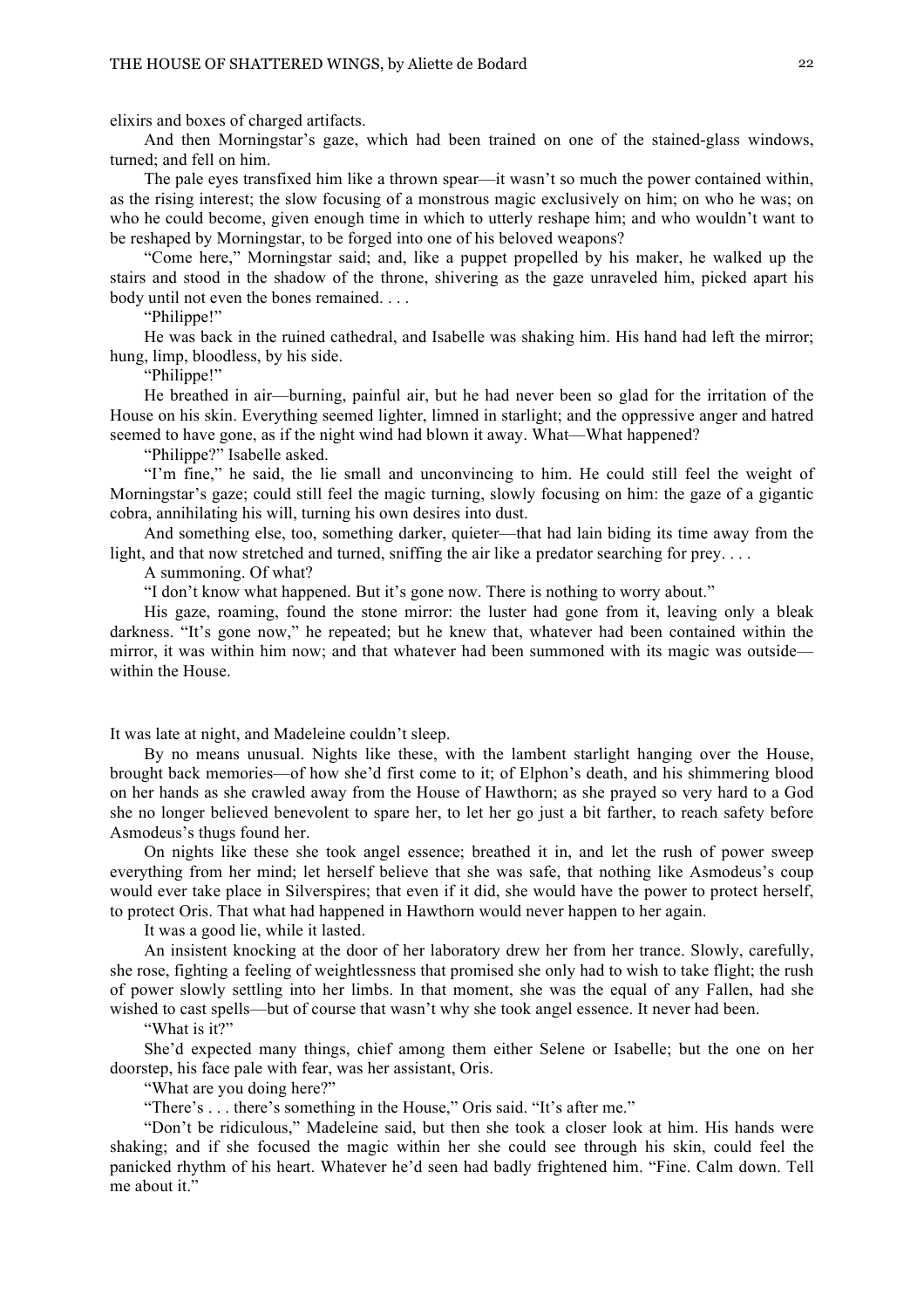elixirs and boxes of charged artifacts.

And then Morningstar's gaze, which had been trained on one of the stained-glass windows, turned; and fell on him.

The pale eyes transfixed him like a thrown spear—it wasn't so much the power contained within, as the rising interest; the slow focusing of a monstrous magic exclusively on him; on who he was; on who he could become, given enough time in which to utterly reshape him; and who wouldn't want to be reshaped by Morningstar, to be forged into one of his beloved weapons?

"Come here," Morningstar said; and, like a puppet propelled by his maker, he walked up the stairs and stood in the shadow of the throne, shivering as the gaze unraveled him, picked apart his body until not even the bones remained. . . .

"Philippe!"

He was back in the ruined cathedral, and Isabelle was shaking him. His hand had left the mirror; hung, limp, bloodless, by his side.

"Philippe!"

He breathed in air—burning, painful air, but he had never been so glad for the irritation of the House on his skin. Everything seemed lighter, limned in starlight; and the oppressive anger and hatred seemed to have gone, as if the night wind had blown it away. What—What happened?

"Philippe?" Isabelle asked.

"I'm fine," he said, the lie small and unconvincing to him. He could still feel the weight of Morningstar's gaze; could still feel the magic turning, slowly focusing on him: the gaze of a gigantic cobra, annihilating his will, turning his own desires into dust.

And something else, too, something darker, quieter—that had lain biding its time away from the light, and that now stretched and turned, sniffing the air like a predator searching for prey. . . .

A summoning. Of what?

"I don't know what happened. But it's gone now. There is nothing to worry about."

His gaze, roaming, found the stone mirror: the luster had gone from it, leaving only a bleak darkness. "It's gone now," he repeated; but he knew that, whatever had been contained within the mirror, it was within him now; and that whatever had been summoned with its magic was outside—within the House.

It was late at night, and Madeleine couldn't sleep.

By no means unusual. Nights like these, with the lambent starlight hanging over the House, brought back memories—of how she'd first come to it; of Elphon's death, and his shimmering blood on her hands as she crawled away from the House of Hawthorn; as she prayed so very hard to a God she no longer believed benevolent to spare her, to let her go just a bit farther, to reach safety before Asmodeus's thugs found her.

On nights like these she took angel essence; breathed it in, and let the rush of power sweep everything from her mind; let herself believe that she was safe, that nothing like Asmodeus's coup would ever take place in Silverspires; that even if it did, she would have the power to protect herself, to protect Oris. That what had happened in Hawthorn would never happen to her again.

It was a good lie, while it lasted.

An insistent knocking at the door of her laboratory drew her from her trance. Slowly, carefully, she rose, fighting a feeling of weightlessness that promised she only had to wish to take flight; the rush of power slowly settling into her limbs. In that moment, she was the equal of any Fallen, had she wished to cast spells—but of course that wasn't why she took angel essence. It never had been.

"What is it?"

She'd expected many things, chief among them either Selene or Isabelle; but the one on her doorstep, his face pale with fear, was her assistant, Oris.

"What are you doing here?"

"There's . . . there's something in the House," Oris said. "It's after me."

"Don't be ridiculous," Madeleine said, but then she took a closer look at him. His hands were shaking; and if she focused the magic within her she could see through his skin, could feel the panicked rhythm of his heart. Whatever he'd seen had badly frightened him. "Fine. Calm down. Tell me about it."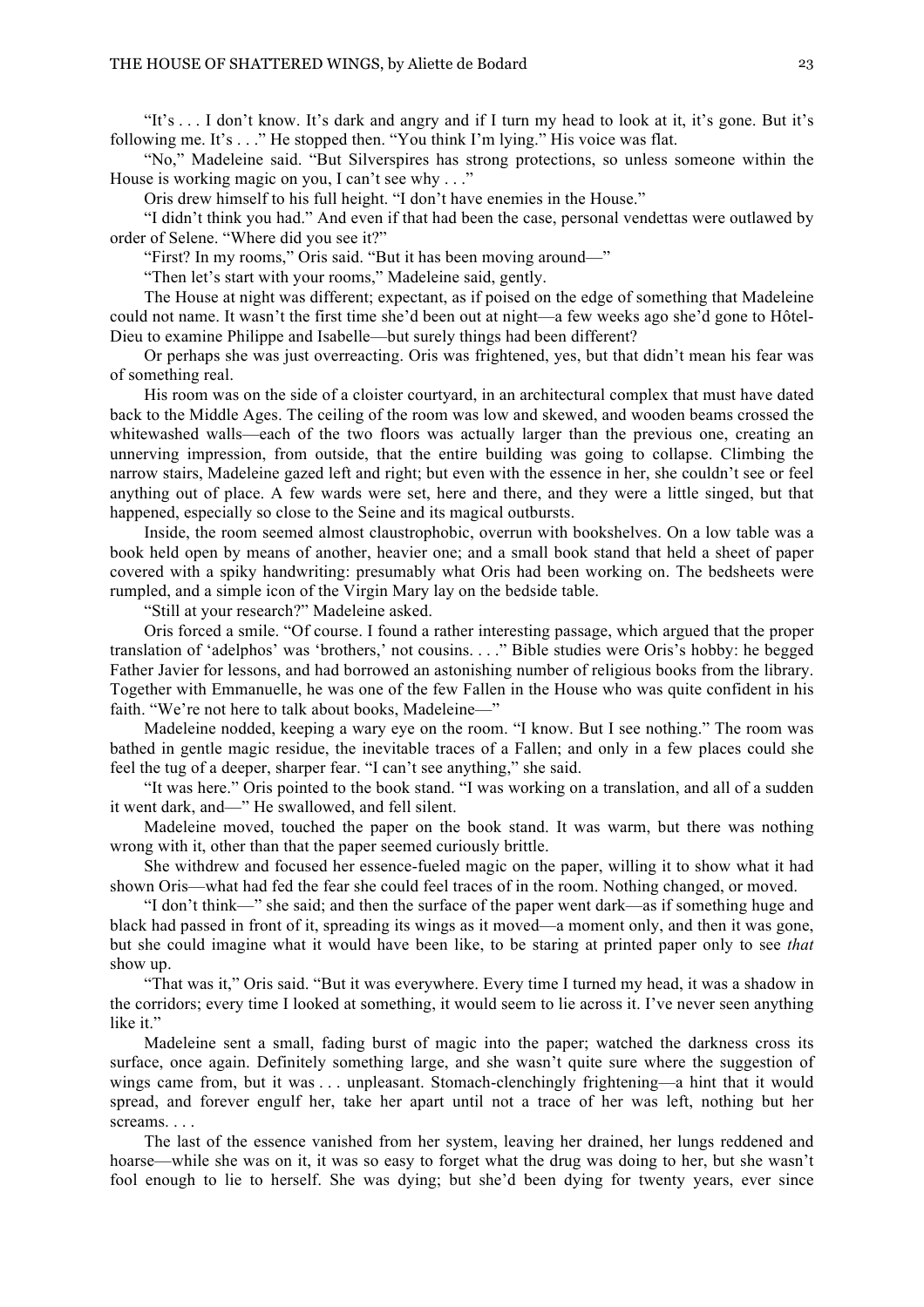"It's . . . I don't know. It's dark and angry and if I turn my head to look at it, it's gone. But it's following me. It's . . ." He stopped then. "You think I'm lying." His voice was flat.

"No," Madeleine said. "But Silverspires has strong protections, so unless someone within the House is working magic on you, I can't see why . . ."

Oris drew himself to his full height. "I don't have enemies in the House."

"I didn't think you had." And even if that had been the case, personal vendettas were outlawed by order of Selene. "Where did you see it?"

"First? In my rooms," Oris said. "But it has been moving around—"

"Then let's start with your rooms," Madeleine said, gently.

The House at night was different; expectant, as if poised on the edge of something that Madeleine could not name. It wasn't the first time she'd been out at night—a few weeks ago she'd gone to Hôtel-Dieu to examine Philippe and Isabelle—but surely things had been different?

Or perhaps she was just overreacting. Oris was frightened, yes, but that didn't mean his fear was of something real.

His room was on the side of a cloister courtyard, in an architectural complex that must have dated back to the Middle Ages. The ceiling of the room was low and skewed, and wooden beams crossed the whitewashed walls—each of the two floors was actually larger than the previous one, creating an unnerving impression, from outside, that the entire building was going to collapse. Climbing the narrow stairs, Madeleine gazed left and right; but even with the essence in her, she couldn't see or feel anything out of place. A few wards were set, here and there, and they were a little singed, but that happened, especially so close to the Seine and its magical outbursts.

Inside, the room seemed almost claustrophobic, overrun with bookshelves. On a low table was a book held open by means of another, heavier one; and a small book stand that held a sheet of paper covered with a spiky handwriting: presumably what Oris had been working on. The bedsheets were rumpled, and a simple icon of the Virgin Mary lay on the bedside table.

"Still at your research?" Madeleine asked.

Oris forced a smile. "Of course. I found a rather interesting passage, which argued that the proper translation of 'adelphos' was 'brothers,' not cousins. . . ." Bible studies were Oris's hobby: he begged Father Javier for lessons, and had borrowed an astonishing number of religious books from the library. Together with Emmanuelle, he was one of the few Fallen in the House who was quite confident in his faith. "We're not here to talk about books, Madeleine—"

Madeleine nodded, keeping a wary eye on the room. "I know. But I see nothing." The room was bathed in gentle magic residue, the inevitable traces of a Fallen; and only in a few places could she feel the tug of a deeper, sharper fear. "I can't see anything," she said.

"It was here." Oris pointed to the book stand. "I was working on a translation, and all of a sudden it went dark, and—" He swallowed, and fell silent.

Madeleine moved, touched the paper on the book stand. It was warm, but there was nothing wrong with it, other than that the paper seemed curiously brittle.

She withdrew and focused her essence-fueled magic on the paper, willing it to show what it had shown Oris—what had fed the fear she could feel traces of in the room. Nothing changed, or moved.

"I don't think—" she said; and then the surface of the paper went dark—as if something huge and black had passed in front of it, spreading its wings as it moved—a moment only, and then it was gone, but she could imagine what it would have been like, to be staring at printed paper only to see *that* show up.

"That was it," Oris said. "But it was everywhere. Every time I turned my head, it was a shadow in the corridors; every time I looked at something, it would seem to lie across it. I've never seen anything like it."

Madeleine sent a small, fading burst of magic into the paper; watched the darkness cross its surface, once again. Definitely something large, and she wasn't quite sure where the suggestion of wings came from, but it was . . . unpleasant. Stomach-clenchingly frightening—a hint that it would spread, and forever engulf her, take her apart until not a trace of her was left, nothing but her screams. . . .

The last of the essence vanished from her system, leaving her drained, her lungs reddened and hoarse—while she was on it, it was so easy to forget what the drug was doing to her, but she wasn't fool enough to lie to herself. She was dying; but she'd been dying for twenty years, ever since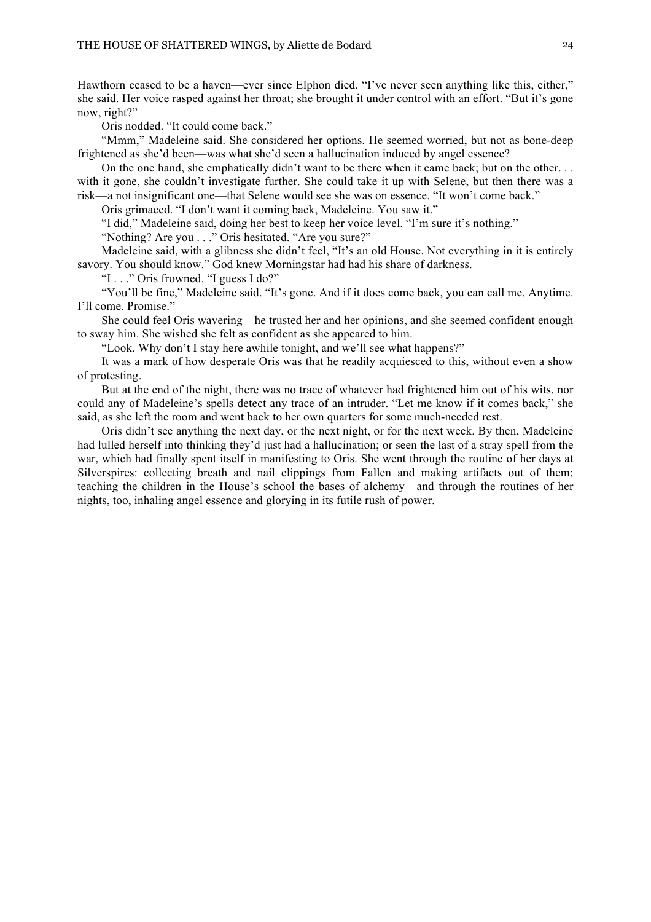Hawthorn ceased to be a haven—ever since Elphon died. "I've never seen anything like this, either," she said. Her voice rasped against her throat; she brought it under control with an effort. "But it's gone now, right?"

Oris nodded. "It could come back."

"Mmm," Madeleine said. She considered her options. He seemed worried, but not as bone-deep frightened as she'd been—was what she'd seen a hallucination induced by angel essence?

On the one hand, she emphatically didn't want to be there when it came back; but on the other. . . with it gone, she couldn't investigate further. She could take it up with Selene, but then there was a risk—a not insignificant one—that Selene would see she was on essence. "It won't come back."

Oris grimaced. "I don't want it coming back, Madeleine. You saw it."

"I did," Madeleine said, doing her best to keep her voice level. "I'm sure it's nothing."

"Nothing? Are you . . ." Oris hesitated. "Are you sure?"

Madeleine said, with a glibness she didn't feel, "It's an old House. Not everything in it is entirely savory. You should know." God knew Morningstar had had his share of darkness.

"I . . ." Oris frowned. "I guess I do?"

"You'll be fine," Madeleine said. "It's gone. And if it does come back, you can call me. Anytime. I'll come. Promise."

She could feel Oris wavering—he trusted her and her opinions, and she seemed confident enough to sway him. She wished she felt as confident as she appeared to him.

"Look. Why don't I stay here awhile tonight, and we'll see what happens?"

It was a mark of how desperate Oris was that he readily acquiesced to this, without even a show of protesting.

But at the end of the night, there was no trace of whatever had frightened him out of his wits, nor could any of Madeleine's spells detect any trace of an intruder. "Let me know if it comes back," she said, as she left the room and went back to her own quarters for some much-needed rest.

Oris didn't see anything the next day, or the next night, or for the next week. By then, Madeleine had lulled herself into thinking they'd just had a hallucination; or seen the last of a stray spell from the war, which had finally spent itself in manifesting to Oris. She went through the routine of her days at Silverspires: collecting breath and nail clippings from Fallen and making artifacts out of them; teaching the children in the House's school the bases of alchemy—and through the routines of her nights, too, inhaling angel essence and glorying in its futile rush of power.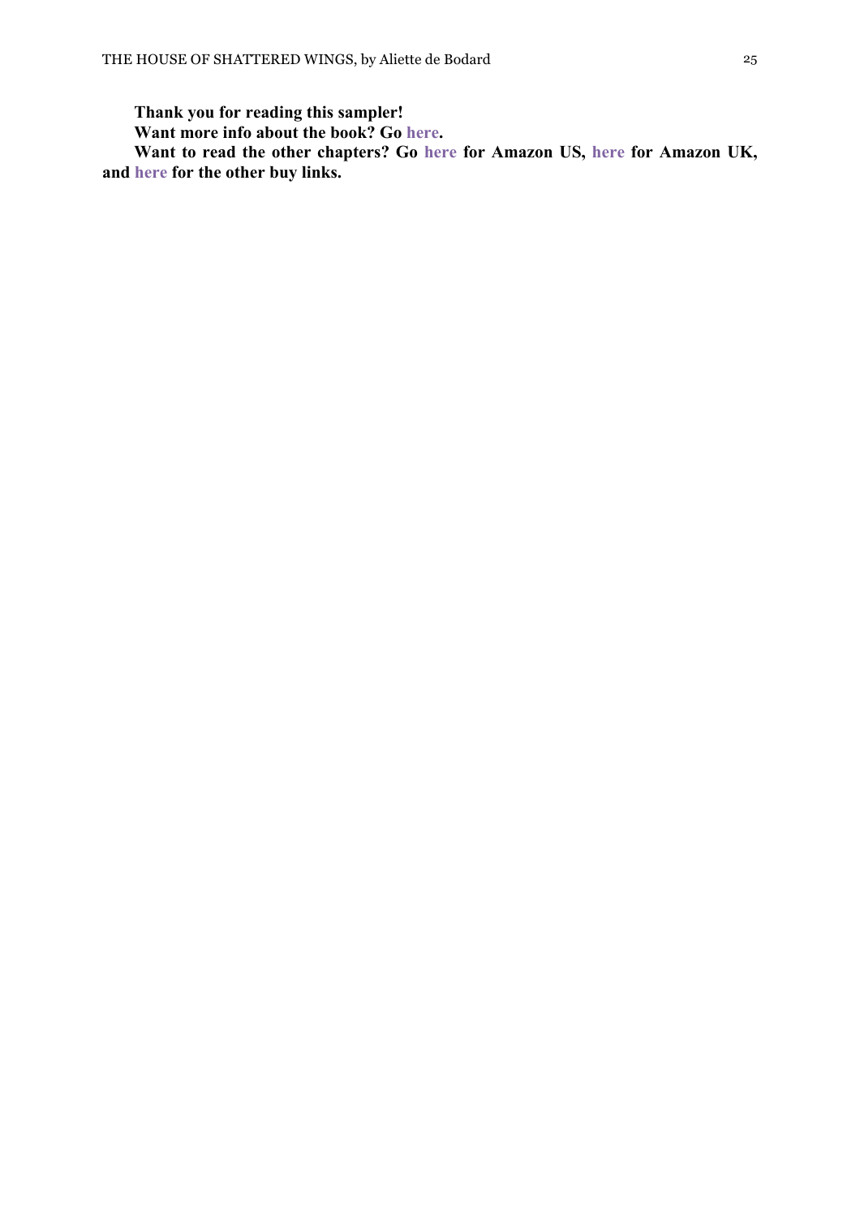**Thank you for reading this sampler!**

**Want more info about the book? Go here.**

**Want to read the other chapters? Go here for Amazon US, here for Amazon UK, and here for the other buy links.**